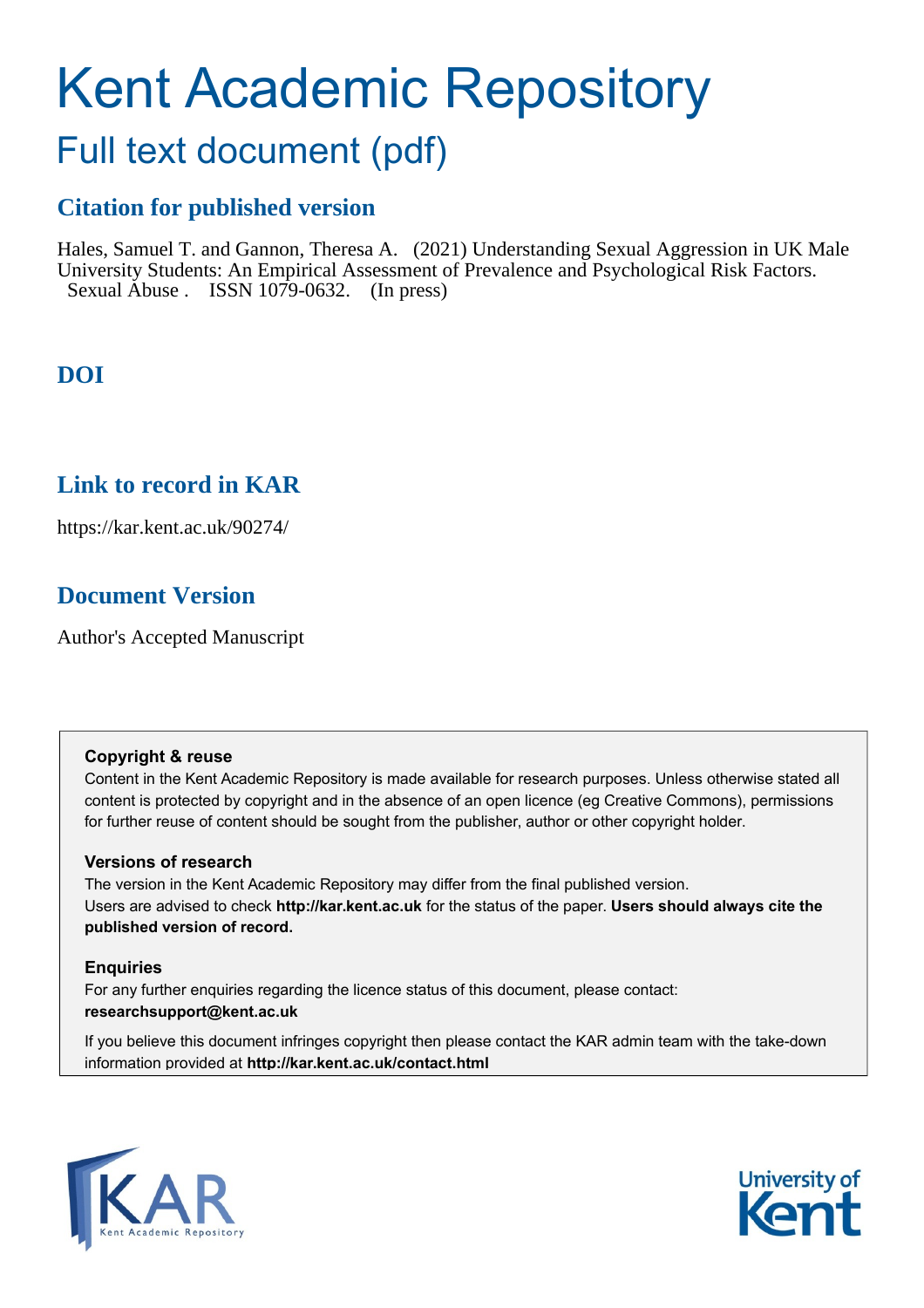# Kent Academic Repository

## Full text document (pdf)

### Citation for published version

Hales, Samuel T. and Gannon, Theresa A. (2021) Understanding Sexual Aggression in UK Male University Students: An Empirical Assessment of Prevalence and Psychological Risk Factors. Sexual Abuse . ISSN 1079-0632. (In press)

### DOI

### Link to record in KAR

https://kar.kent.ac.uk/90274/

### Document Version

Author's Accepted Manuscript

**Copyright & reuse**

Content in the Kent Academic Repository is made available for research purposes. Unless otherwise stated all content is protected by copyright and in the absence of an open licence (eg Creative Commons), permissions for further reuse of content should be sought from the publisher, author or other copyright holder.

**Versions of research**

The version in the Kent Academic Repository may differ from the final published version. Users are advised to check **http://kar.kent.ac.uk** for the status of the paper. **Users should always cite the published version of record.**

**Enquiries**

For any further enquiries regarding the licence status of this document, please contact: **researchsupport@kent.ac.uk**

If you believe this document infringes copyright then please contact the KAR admin team with the take-down information provided at **http://kar.kent.ac.uk/contact.html**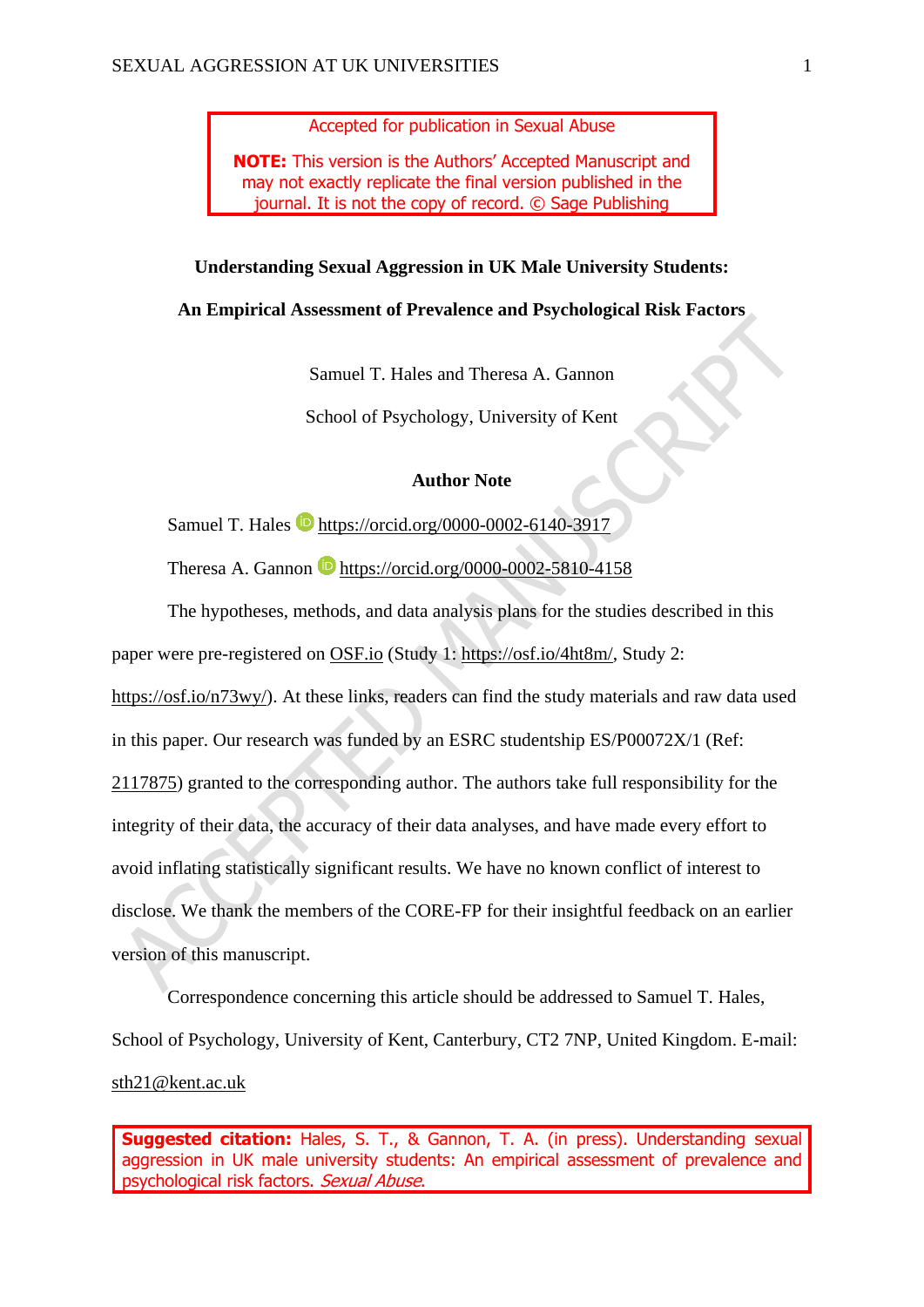Accepted for publication in Sexual Abuse

**NOTE:** This version is the Authors' Accepted Manuscript and may not exactly replicate the final version published in the journal. It is not the copy of record. © Sage Publishing

**Understanding Sexual Aggression in UK Male University Students:**

**An Empirical Assessment of Prevalence and Psychological Risk Factors**

Samuel T. Hales and Theresa A. Gannon

School of Psychology, University of Kent

**Author Note**

Samuel T. Hales https://orcid.org/0000-0002-6140-3917

Theresa A. Gannon https://orcid.org/0000-0002-5810-4158

The hypotheses, methods, and data analysis plans for the studies described in this paper were pre-registered on OSF.io (Study 1: https://osf.io/4ht8m/, Study 2: https://osf.io/n73wy/). At these links, readers can find the study materials and raw data used in this paper. Our research was funded by an ESRC studentship ES/P00072X/1 (Ref: 2117875) granted to the corresponding author. The authors take full responsibility for the integrity of their data, the accuracy of their data analyses, and have made every effort to avoid inflating statistically significant results. We have no known conflict of interest to disclose. We thank the members of the CORE-FP for their insightful feedback on an earlier version of this manuscript.

Correspondence concerning this article should be addressed to Samuel T. Hales, School of Psychology, University of Kent, Canterbury, CT2 7NP, United Kingdom. E-mail: sth21@kent.ac.uk

**Suggested citation:** Hales, S. T., & Gannon, T. A. (in press). Understanding sexual aggression in UK male university students: An empirical assessment of prevalence and psychological risk factors. *Sexual Abuse*.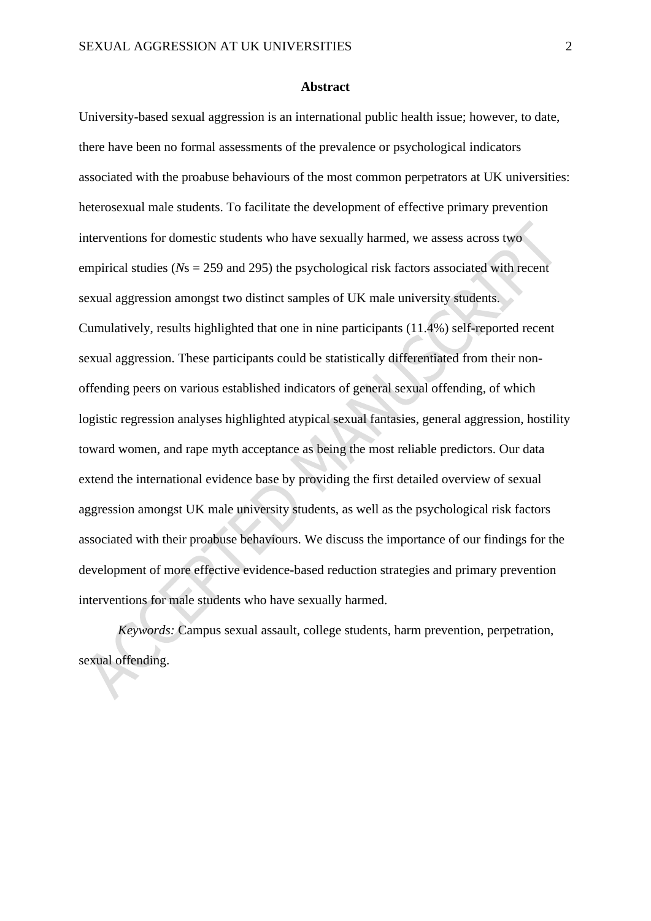## Abstract

University-based sexual aggression is an international public health issue; however, to date, there have been no formal assessments of the prevalence or psychological indicators associated with the proabuse behaviours of the most common perpetrators at UK universities: heterosexual male students. To facilitate the development of effective primary prevention interventions for domestic students who have sexually harmed, we assess across two empirical studies (*N*s = 259 and 295) the psychological risk factors associated with recent sexual aggression amongst two distinct samples of UK male university students. Cumulatively, results highlighted that one in nine participants (11.4%) self-reported recent sexual aggression. These participants could be statistically differentiated from their non-offending peers on various established indicators of general sexual offending, of which logistic regression analyses highlighted atypical sexual fantasies, general aggression, hostility toward women, and rape myth acceptance as being the most reliable predictors. Our data extend the international evidence base by providing the first detailed overview of sexual aggression amongst UK male university students, as well as the psychological risk factors associated with their proabuse behaviours. We discuss the importance of our findings for the development of more effective evidence-based reduction strategies and primary prevention interventions for male students who have sexually harmed.

*Keywords:* Campus sexual assault, college students, harm prevention, perpetration, sexual offending.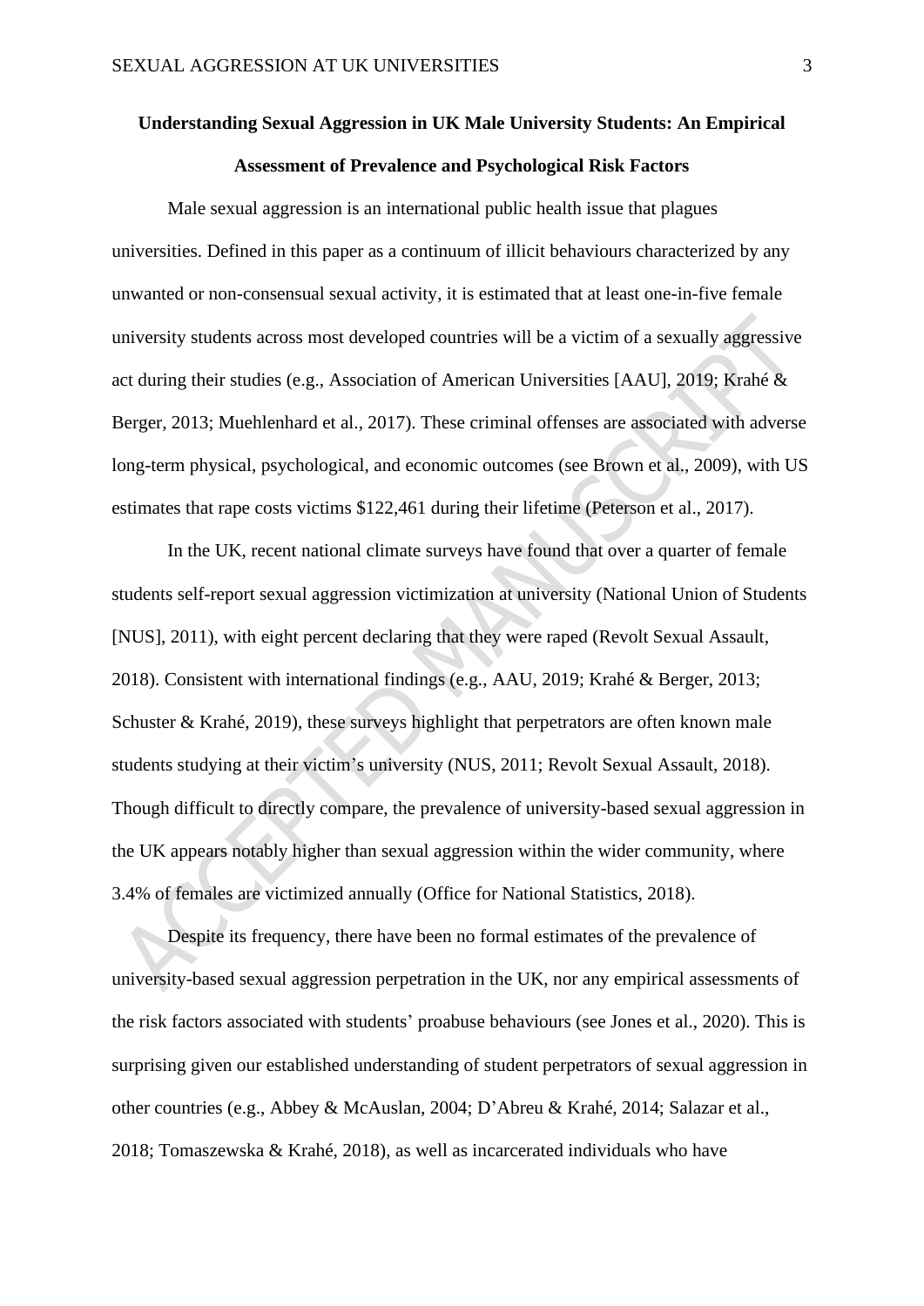**Understanding Sexual Aggression in UK Male University Students: An Empirical Assessment of Prevalence and Psychological Risk Factors**

Male sexual aggression is an international public health issue that plagues universities. Defined in this paper as a continuum of illicit behaviours characterized by any unwanted or non-consensual sexual activity, it is estimated that at least one-in-five female university students across most developed countries will be a victim of a sexually aggressive act during their studies (e.g., Association of American Universities [AAU], 2019; Krahé & Berger, 2013; Muehlenhard et al., 2017). These criminal offenses are associated with adverse long-term physical, psychological, and economic outcomes (see Brown et al., 2009), with US estimates that rape costs victims $122,461 during their lifetime (Peterson et al., 2017).

In the UK, recent national climate surveys have found that over a quarter of female students self-report sexual aggression victimization at university (National Union of Students [NUS], 2011), with eight percent declaring that they were raped (Revolt Sexual Assault, 2018). Consistent with international findings (e.g., AAU, 2019; Krahé & Berger, 2013; Schuster & Krahé, 2019), these surveys highlight that perpetrators are often known male students studying at their victim's university (NUS, 2011; Revolt Sexual Assault, 2018). Though difficult to directly compare, the prevalence of university-based sexual aggression in the UK appears notably higher than sexual aggression within the wider community, where 3.4% of females are victimized annually (Office for National Statistics, 2018).

Despite its frequency, there have been no formal estimates of the prevalence of university-based sexual aggression perpetration in the UK, nor any empirical assessments of the risk factors associated with students' proabuse behaviours (see Jones et al., 2020). This is surprising given our established understanding of student perpetrators of sexual aggression in other countries (e.g., Abbey & McAuslan, 2004; D'Abreu & Krahé, 2014; Salazar et al., 2018; Tomaszewska & Krahé, 2018), as well as incarcerated individuals who have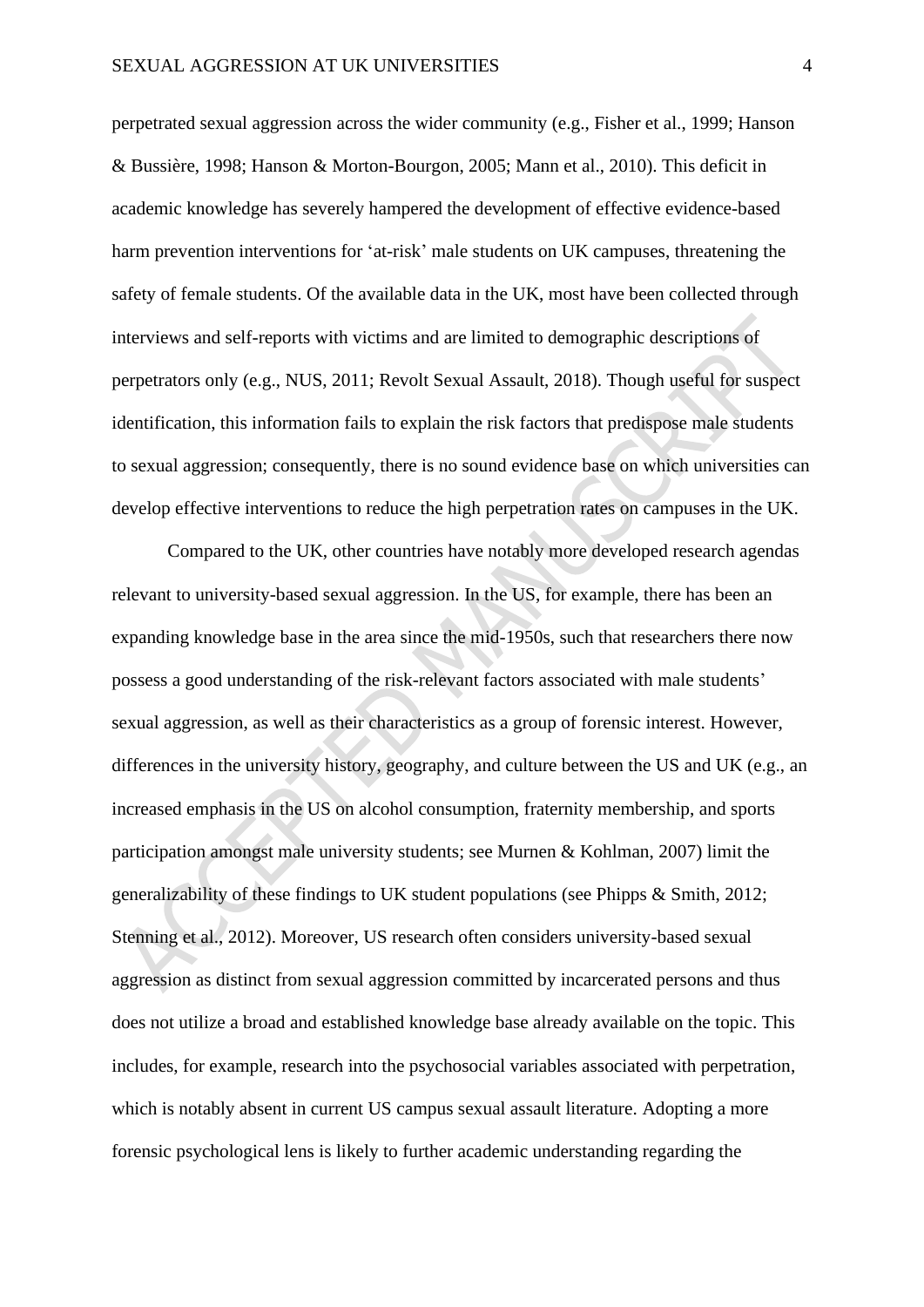perpetrated sexual aggression across the wider community (e.g., Fisher et al., 1999; Hanson & Bussière, 1998; Hanson & Morton-Bourgon, 2005; Mann et al., 2010). This deficit in academic knowledge has severely hampered the development of effective evidence-based harm prevention interventions for 'at-risk' male students on UK campuses, threatening the safety of female students. Of the available data in the UK, most have been collected through interviews and self-reports with victims and are limited to demographic descriptions of perpetrators only (e.g., NUS, 2011; Revolt Sexual Assault, 2018). Though useful for suspect identification, this information fails to explain the risk factors that predispose male students to sexual aggression; consequently, there is no sound evidence base on which universities can develop effective interventions to reduce the high perpetration rates on campuses in the UK.

Compared to the UK, other countries have notably more developed research agendas relevant to university-based sexual aggression. In the US, for example, there has been an expanding knowledge base in the area since the mid-1950s, such that researchers there now possess a good understanding of the risk-relevant factors associated with male students' sexual aggression, as well as their characteristics as a group of forensic interest. However, differences in the university history, geography, and culture between the US and UK (e.g., an increased emphasis in the US on alcohol consumption, fraternity membership, and sports participation amongst male university students; see Murnen & Kohlman, 2007) limit the generalizability of these findings to UK student populations (see Phipps & Smith, 2012; Stenning et al., 2012). Moreover, US research often considers university-based sexual aggression as distinct from sexual aggression committed by incarcerated persons and thus does not utilize a broad and established knowledge base already available on the topic. This includes, for example, research into the psychosocial variables associated with perpetration, which is notably absent in current US campus sexual assault literature. Adopting a more forensic psychological lens is likely to further academic understanding regarding the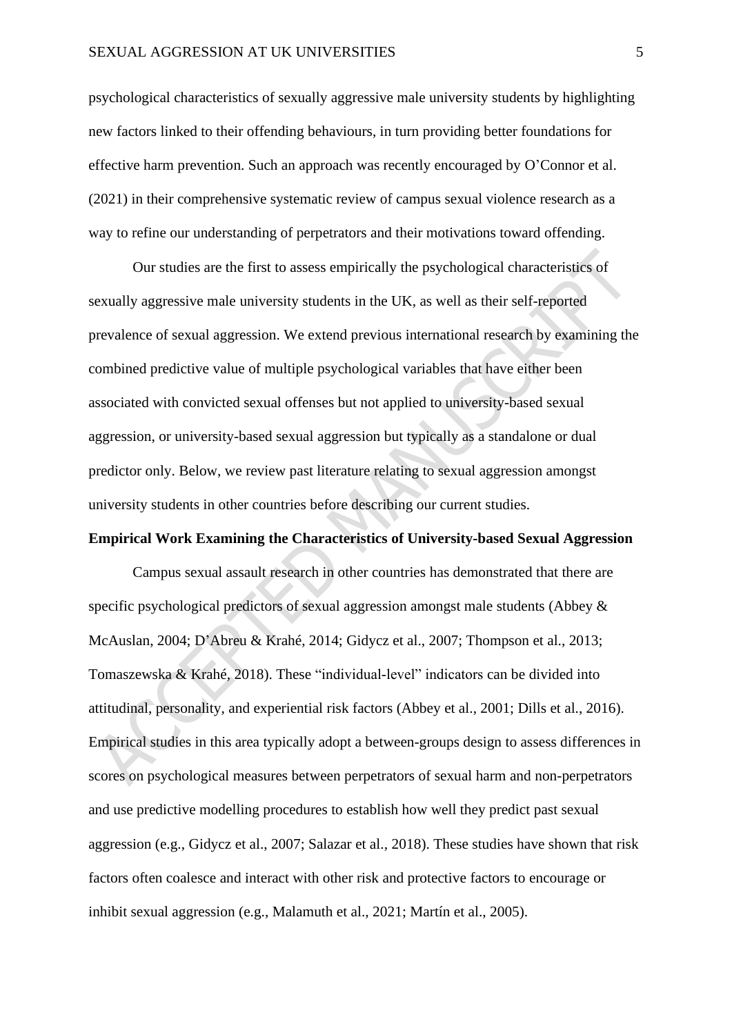psychological characteristics of sexually aggressive male university students by highlighting new factors linked to their offending behaviours, in turn providing better foundations for effective harm prevention. Such an approach was recently encouraged by O'Connor et al. (2021) in their comprehensive systematic review of campus sexual violence research as a way to refine our understanding of perpetrators and their motivations toward offending.

Our studies are the first to assess empirically the psychological characteristics of sexually aggressive male university students in the UK, as well as their self-reported prevalence of sexual aggression. We extend previous international research by examining the combined predictive value of multiple psychological variables that have either been associated with convicted sexual offenses but not applied to university-based sexual aggression, or university-based sexual aggression but typically as a standalone or dual predictor only. Below, we review past literature relating to sexual aggression amongst university students in other countries before describing our current studies.

**Empirical Work Examining the Characteristics of University-based Sexual Aggression**

Campus sexual assault research in other countries has demonstrated that there are specific psychological predictors of sexual aggression amongst male students (Abbey & McAuslan, 2004; D'Abreu & Krahé, 2014; Gidycz et al., 2007; Thompson et al., 2013; Tomaszewska & Krahé, 2018). These "individual-level" indicators can be divided into attitudinal, personality, and experiential risk factors (Abbey et al., 2001; Dills et al., 2016). Empirical studies in this area typically adopt a between-groups design to assess differences in scores on psychological measures between perpetrators of sexual harm and non-perpetrators and use predictive modelling procedures to establish how well they predict past sexual aggression (e.g., Gidycz et al., 2007; Salazar et al., 2018). These studies have shown that risk factors often coalesce and interact with other risk and protective factors to encourage or inhibit sexual aggression (e.g., Malamuth et al., 2021; Martín et al., 2005).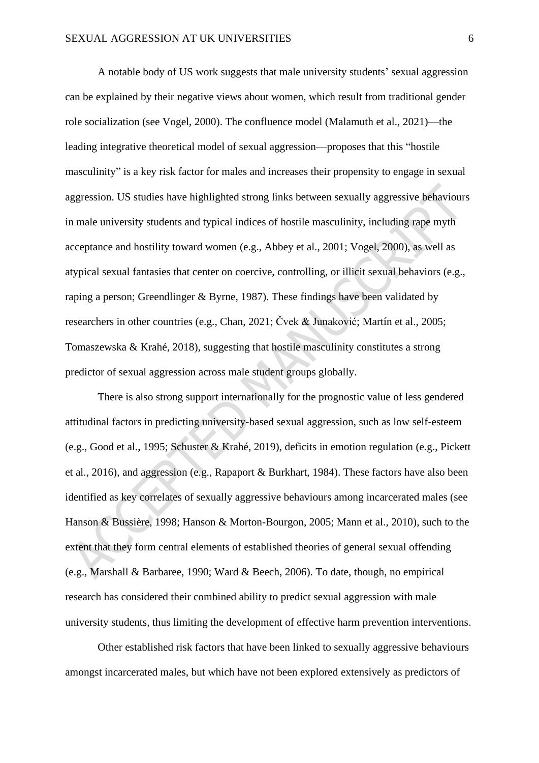A notable body of US work suggests that male university students' sexual aggression can be explained by their negative views about women, which result from traditional gender role socialization (see Vogel, 2000). The confluence model (Malamuth et al., 2021)—the leading integrative theoretical model of sexual aggression—proposes that this "hostile masculinity" is a key risk factor for males and increases their propensity to engage in sexual aggression. US studies have highlighted strong links between sexually aggressive behaviours in male university students and typical indices of hostile masculinity, including rape myth acceptance and hostility toward women (e.g., Abbey et al., 2001; Vogel, 2000), as well as atypical sexual fantasies that center on coercive, controlling, or illicit sexual behaviors (e.g., raping a person; Greendlinger & Byrne, 1987). These findings have been validated by researchers in other countries (e.g., Chan, 2021; Čvek & Junaković; Martín et al., 2005; Tomaszewska & Krahé, 2018), suggesting that hostile masculinity constitutes a strong predictor of sexual aggression across male student groups globally.

There is also strong support internationally for the prognostic value of less gendered attitudinal factors in predicting university-based sexual aggression, such as low self-esteem (e.g., Good et al., 1995; Schuster & Krahé, 2019), deficits in emotion regulation (e.g., Pickett et al., 2016), and aggression (e.g., Rapaport & Burkhart, 1984). These factors have also been identified as key correlates of sexually aggressive behaviours among incarcerated males (see Hanson & Bussière, 1998; Hanson & Morton-Bourgon, 2005; Mann et al., 2010), such to the extent that they form central elements of established theories of general sexual offending (e.g., Marshall & Barbaree, 1990; Ward & Beech, 2006). To date, though, no empirical research has considered their combined ability to predict sexual aggression with male university students, thus limiting the development of effective harm prevention interventions.

Other established risk factors that have been linked to sexually aggressive behaviours amongst incarcerated males, but which have not been explored extensively as predictors of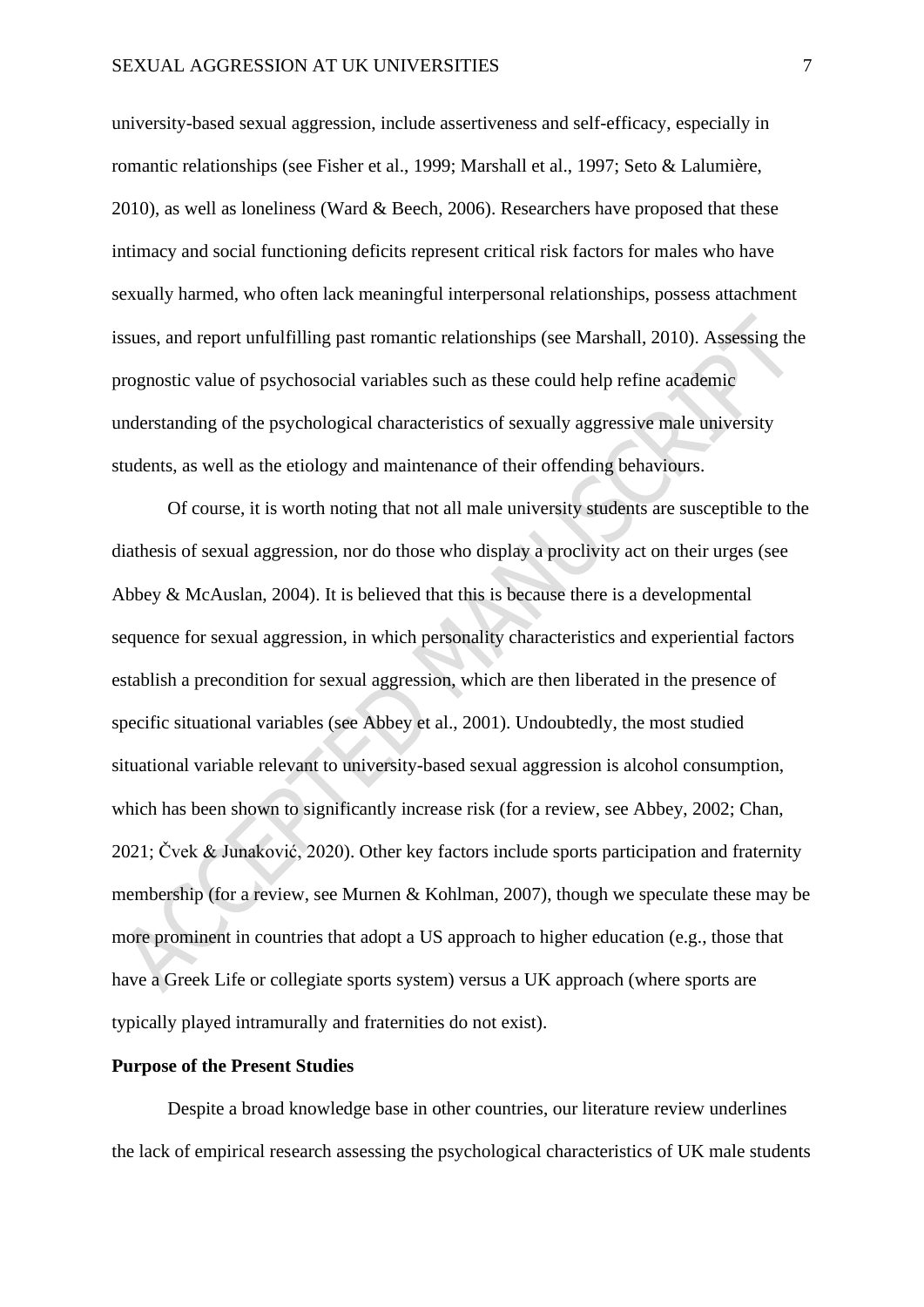university-based sexual aggression, include assertiveness and self-efficacy, especially in romantic relationships (see Fisher et al., 1999; Marshall et al., 1997; Seto & Lalumière, 2010), as well as loneliness (Ward & Beech, 2006). Researchers have proposed that these intimacy and social functioning deficits represent critical risk factors for males who have sexually harmed, who often lack meaningful interpersonal relationships, possess attachment issues, and report unfulfilling past romantic relationships (see Marshall, 2010). Assessing the prognostic value of psychosocial variables such as these could help refine academic understanding of the psychological characteristics of sexually aggressive male university students, as well as the etiology and maintenance of their offending behaviours.

Of course, it is worth noting that not all male university students are susceptible to the diathesis of sexual aggression, nor do those who display a proclivity act on their urges (see Abbey & McAuslan, 2004). It is believed that this is because there is a developmental sequence for sexual aggression, in which personality characteristics and experiential factors establish a precondition for sexual aggression, which are then liberated in the presence of specific situational variables (see Abbey et al., 2001). Undoubtedly, the most studied situational variable relevant to university-based sexual aggression is alcohol consumption, which has been shown to significantly increase risk (for a review, see Abbey, 2002; Chan, 2021; Čvek & Junaković, 2020). Other key factors include sports participation and fraternity membership (for a review, see Murnen & Kohlman, 2007), though we speculate these may be more prominent in countries that adopt a US approach to higher education (e.g., those that have a Greek Life or collegiate sports system) versus a UK approach (where sports are typically played intramurally and fraternities do not exist).

**Purpose of the Present Studies**

Despite a broad knowledge base in other countries, our literature review underlines the lack of empirical research assessing the psychological characteristics of UK male students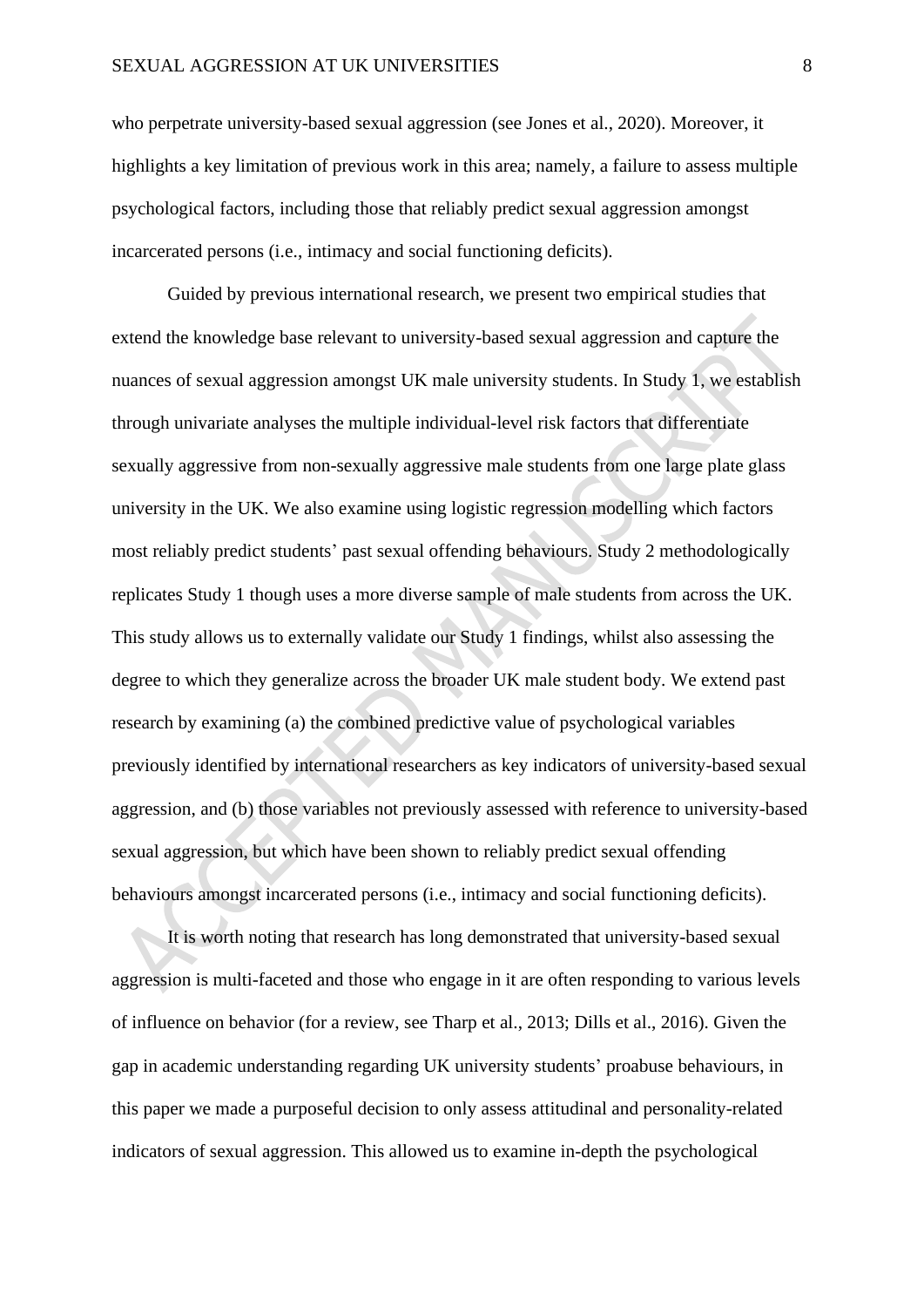who perpetrate university-based sexual aggression (see Jones et al., 2020). Moreover, it highlights a key limitation of previous work in this area; namely, a failure to assess multiple psychological factors, including those that reliably predict sexual aggression amongst incarcerated persons (i.e., intimacy and social functioning deficits).

Guided by previous international research, we present two empirical studies that extend the knowledge base relevant to university-based sexual aggression and capture the nuances of sexual aggression amongst UK male university students. In Study 1, we establish through univariate analyses the multiple individual-level risk factors that differentiate sexually aggressive from non-sexually aggressive male students from one large plate glass university in the UK. We also examine using logistic regression modelling which factors most reliably predict students' past sexual offending behaviours. Study 2 methodologically replicates Study 1 though uses a more diverse sample of male students from across the UK. This study allows us to externally validate our Study 1 findings, whilst also assessing the degree to which they generalize across the broader UK male student body. We extend past research by examining (a) the combined predictive value of psychological variables previously identified by international researchers as key indicators of university-based sexual aggression, and (b) those variables not previously assessed with reference to university-based sexual aggression, but which have been shown to reliably predict sexual offending behaviours amongst incarcerated persons (i.e., intimacy and social functioning deficits).

It is worth noting that research has long demonstrated that university-based sexual aggression is multi-faceted and those who engage in it are often responding to various levels of influence on behavior (for a review, see Tharp et al., 2013; Dills et al., 2016). Given the gap in academic understanding regarding UK university students' proabuse behaviours, in this paper we made a purposeful decision to only assess attitudinal and personality-related indicators of sexual aggression. This allowed us to examine in-depth the psychological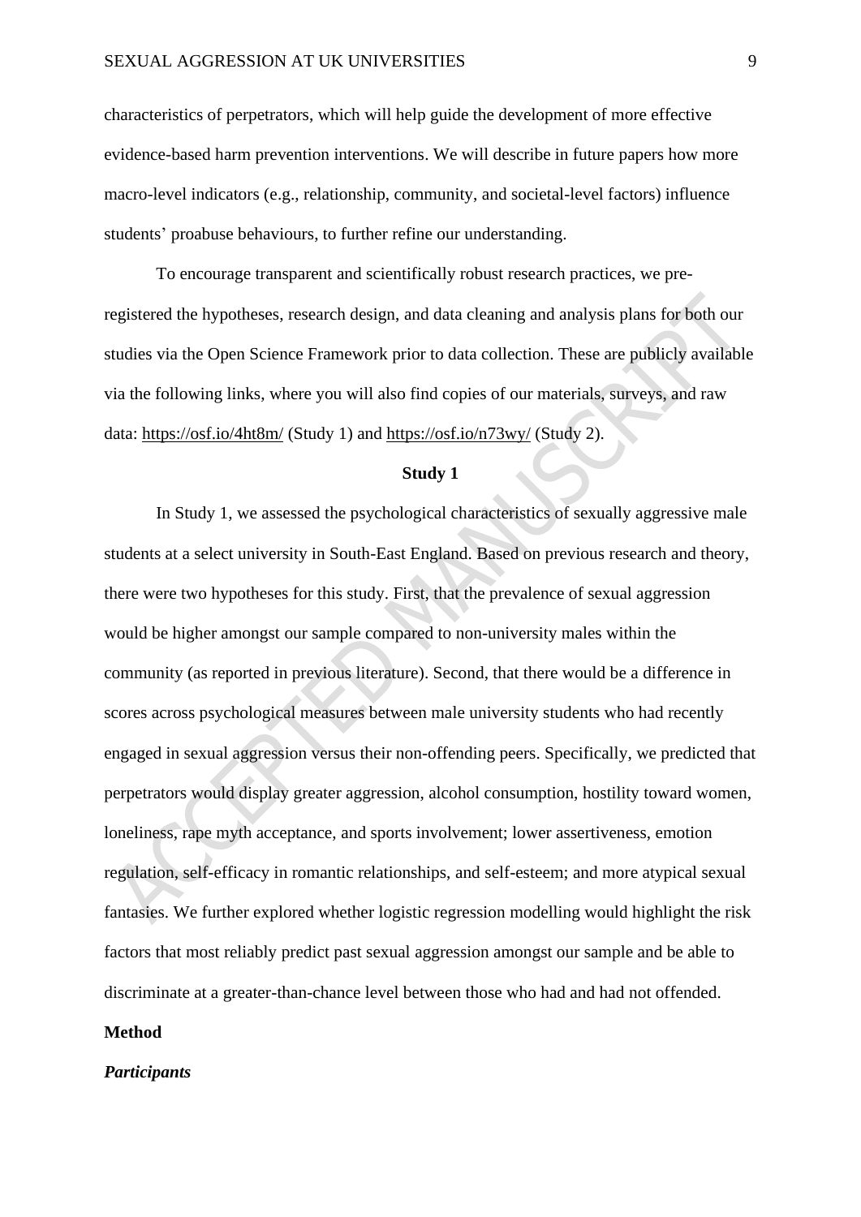characteristics of perpetrators, which will help guide the development of more effective evidence-based harm prevention interventions. We will describe in future papers how more macro-level indicators (e.g., relationship, community, and societal-level factors) influence students' proabuse behaviours, to further refine our understanding.

To encourage transparent and scientifically robust research practices, we pre-registered the hypotheses, research design, and data cleaning and analysis plans for both our studies via the Open Science Framework prior to data collection. These are publicly available via the following links, where you will also find copies of our materials, surveys, and raw data: https://osf.io/4ht8m/ (Study 1) and https://osf.io/n73wy/ (Study 2).

## Study 1

In Study 1, we assessed the psychological characteristics of sexually aggressive male students at a select university in South-East England. Based on previous research and theory, there were two hypotheses for this study. First, that the prevalence of sexual aggression would be higher amongst our sample compared to non-university males within the community (as reported in previous literature). Second, that there would be a difference in scores across psychological measures between male university students who had recently engaged in sexual aggression versus their non-offending peers. Specifically, we predicted that perpetrators would display greater aggression, alcohol consumption, hostility toward women, loneliness, rape myth acceptance, and sports involvement; lower assertiveness, emotion regulation, self-efficacy in romantic relationships, and self-esteem; and more atypical sexual fantasies. We further explored whether logistic regression modelling would highlight the risk factors that most reliably predict past sexual aggression amongst our sample and be able to discriminate at a greater-than-chance level between those who had and had not offended.

### Method

#### *Participants*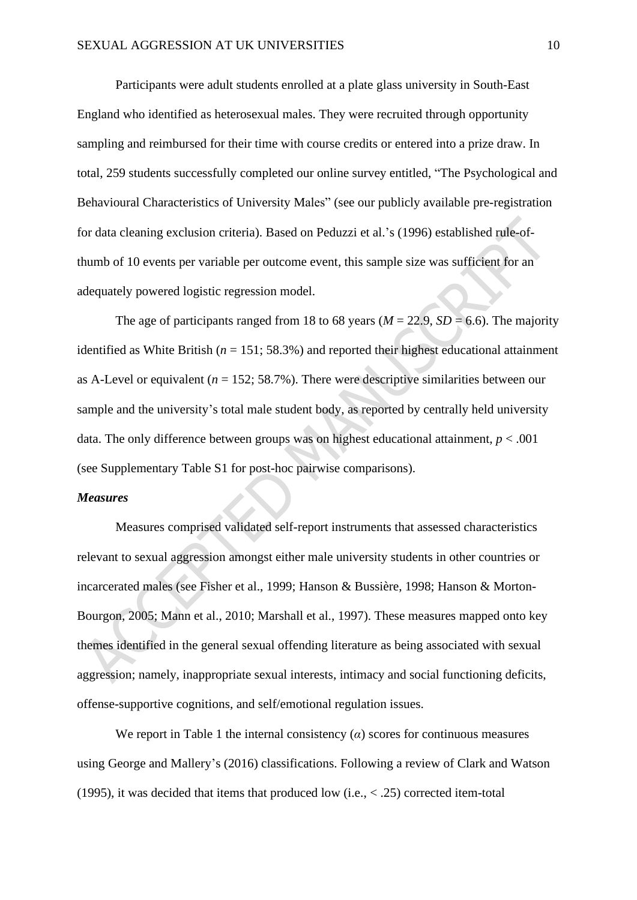Participants were adult students enrolled at a plate glass university in South-East England who identified as heterosexual males. They were recruited through opportunity sampling and reimbursed for their time with course credits or entered into a prize draw. In total, 259 students successfully completed our online survey entitled, "The Psychological and Behavioural Characteristics of University Males" (see our publicly available pre-registration for data cleaning exclusion criteria). Based on Peduzzi et al.'s (1996) established rule-of-thumb of 10 events per variable per outcome event, this sample size was sufficient for an adequately powered logistic regression model.

The age of participants ranged from 18 to 68 years ($M$ = 22.9, $SD$ = 6.6). The majority identified as White British ($n$ = 151; 58.3%) and reported their highest educational attainment as A-Level or equivalent ($n$ = 152; 58.7%). There were descriptive similarities between our sample and the university's total male student body, as reported by centrally held university data. The only difference between groups was on highest educational attainment, $p < .001$ (see Supplementary Table S1 for post-hoc pairwise comparisons).

### *Measures*

Measures comprised validated self-report instruments that assessed characteristics relevant to sexual aggression amongst either male university students in other countries or incarcerated males (see Fisher et al., 1999; Hanson & Bussière, 1998; Hanson & Morton-Bourgon, 2005; Mann et al., 2010; Marshall et al., 1997). These measures mapped onto key themes identified in the general sexual offending literature as being associated with sexual aggression; namely, inappropriate sexual interests, intimacy and social functioning deficits, offense-supportive cognitions, and self/emotional regulation issues.

We report in Table 1 the internal consistency ($\alpha$) scores for continuous measures using George and Mallery's (2016) classifications. Following a review of Clark and Watson (1995), it was decided that items that produced low (i.e., < .25) corrected item-total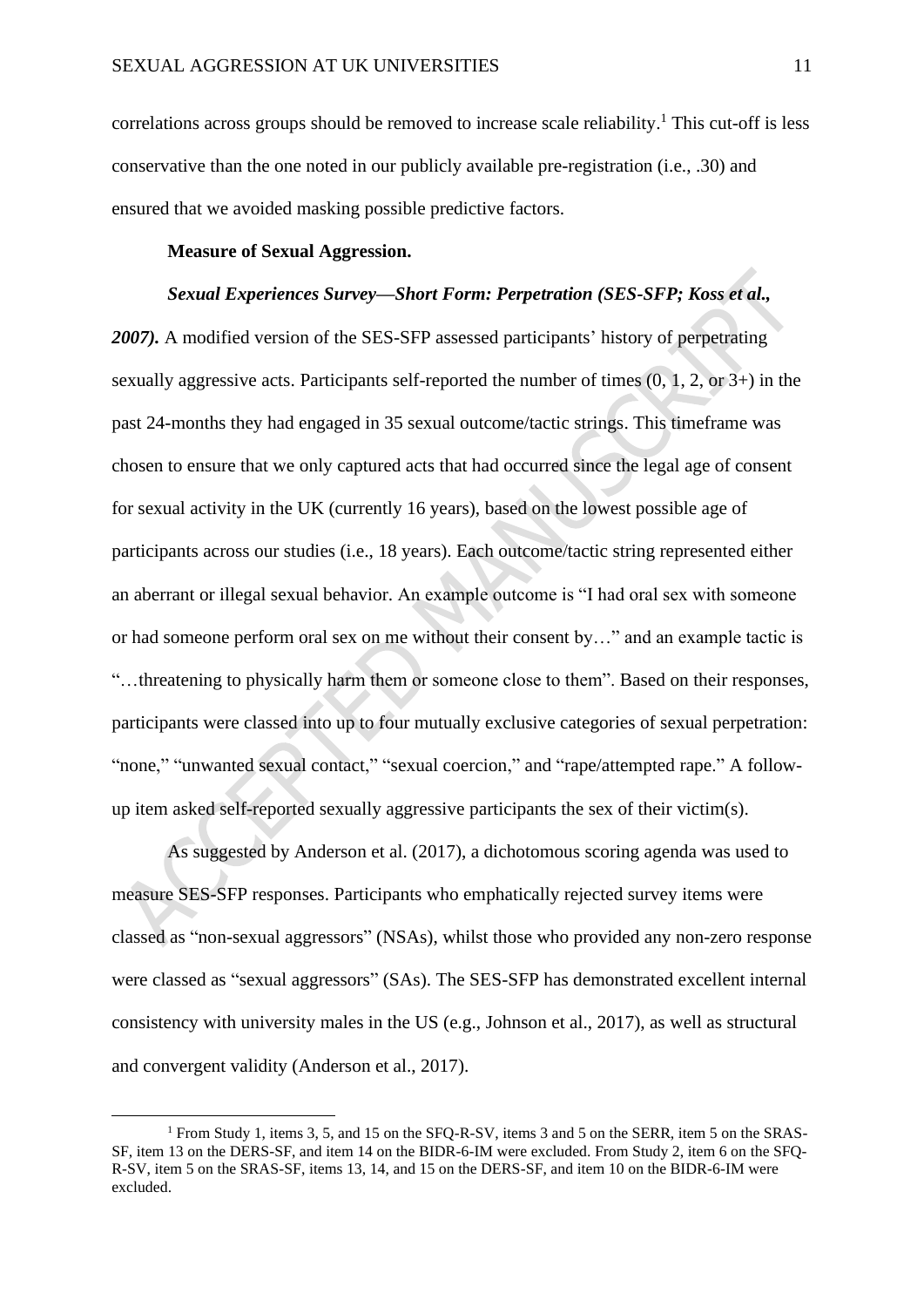correlations across groups should be removed to increase scale reliability.[1] This cut-off is less conservative than the one noted in our publicly available pre-registration (i.e., .30) and ensured that we avoided masking possible predictive factors.

**Measure of Sexual Aggression.**

***Sexual Experiences Survey—Short Form: Perpetration (SES-SFP; Koss et al., 2007).*** A modified version of the SES-SFP assessed participants' history of perpetrating sexually aggressive acts. Participants self-reported the number of times (0, 1, 2, or 3+) in the past 24-months they had engaged in 35 sexual outcome/tactic strings. This timeframe was chosen to ensure that we only captured acts that had occurred since the legal age of consent for sexual activity in the UK (currently 16 years), based on the lowest possible age of participants across our studies (i.e., 18 years). Each outcome/tactic string represented either an aberrant or illegal sexual behavior. An example outcome is "I had oral sex with someone or had someone perform oral sex on me without their consent by…" and an example tactic is "…threatening to physically harm them or someone close to them". Based on their responses, participants were classed into up to four mutually exclusive categories of sexual perpetration: "none," "unwanted sexual contact," "sexual coercion," and "rape/attempted rape." A follow-up item asked self-reported sexually aggressive participants the sex of their victim(s).

As suggested by Anderson et al. (2017), a dichotomous scoring agenda was used to measure SES-SFP responses. Participants who emphatically rejected survey items were classed as "non-sexual aggressors" (NSAs), whilst those who provided any non-zero response were classed as "sexual aggressors" (SAs). The SES-SFP has demonstrated excellent internal consistency with university males in the US (e.g., Johnson et al., 2017), as well as structural and convergent validity (Anderson et al., 2017).

[1] From Study 1, items 3, 5, and 15 on the SFQ-R-SV, items 3 and 5 on the SERR, item 5 on the SRAS-SF, item 13 on the DERS-SF, and item 14 on the BIDR-6-IM were excluded. From Study 2, item 6 on the SFQ-R-SV, item 5 on the SRAS-SF, items 13, 14, and 15 on the DERS-SF, and item 10 on the BIDR-6-IM were excluded.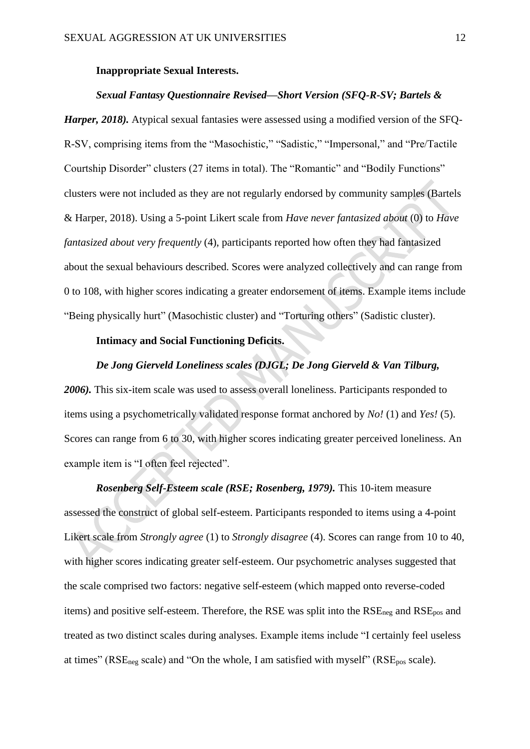**Inappropriate Sexual Interests.**

***Sexual Fantasy Questionnaire Revised—Short Version (SFQ-R-SV; Bartels & Harper, 2018).*** Atypical sexual fantasies were assessed using a modified version of the SFQ-R-SV, comprising items from the "Masochistic," "Sadistic," "Impersonal," and "Pre/Tactile Courtship Disorder" clusters (27 items in total). The "Romantic" and "Bodily Functions" clusters were not included as they are not regularly endorsed by community samples (Bartels & Harper, 2018). Using a 5-point Likert scale from *Have never fantasized about* (0) to *Have fantasized about very frequently* (4), participants reported how often they had fantasized about the sexual behaviours described. Scores were analyzed collectively and can range from 0 to 108, with higher scores indicating a greater endorsement of items. Example items include "Being physically hurt" (Masochistic cluster) and "Torturing others" (Sadistic cluster).

**Intimacy and Social Functioning Deficits.**

***De Jong Gierveld Loneliness scales (DJGL; De Jong Gierveld & Van Tilburg, 2006).*** This six-item scale was used to assess overall loneliness. Participants responded to items using a psychometrically validated response format anchored by *No!* (1) and *Yes!* (5). Scores can range from 6 to 30, with higher scores indicating greater perceived loneliness. An example item is "I often feel rejected".

***Rosenberg Self-Esteem scale (RSE; Rosenberg, 1979).*** This 10-item measure assessed the construct of global self-esteem. Participants responded to items using a 4-point Likert scale from *Strongly agree* (1) to *Strongly disagree* (4). Scores can range from 10 to 40, with higher scores indicating greater self-esteem. Our psychometric analyses suggested that the scale comprised two factors: negative self-esteem (which mapped onto reverse-coded items) and positive self-esteem. Therefore, the RSE was split into the $RSE_{neg}$ and $RSE_{pos}$ and treated as two distinct scales during analyses. Example items include "I certainly feel useless at times" ($RSE_{neg}$ scale) and "On the whole, I am satisfied with myself" ($RSE_{pos}$ scale).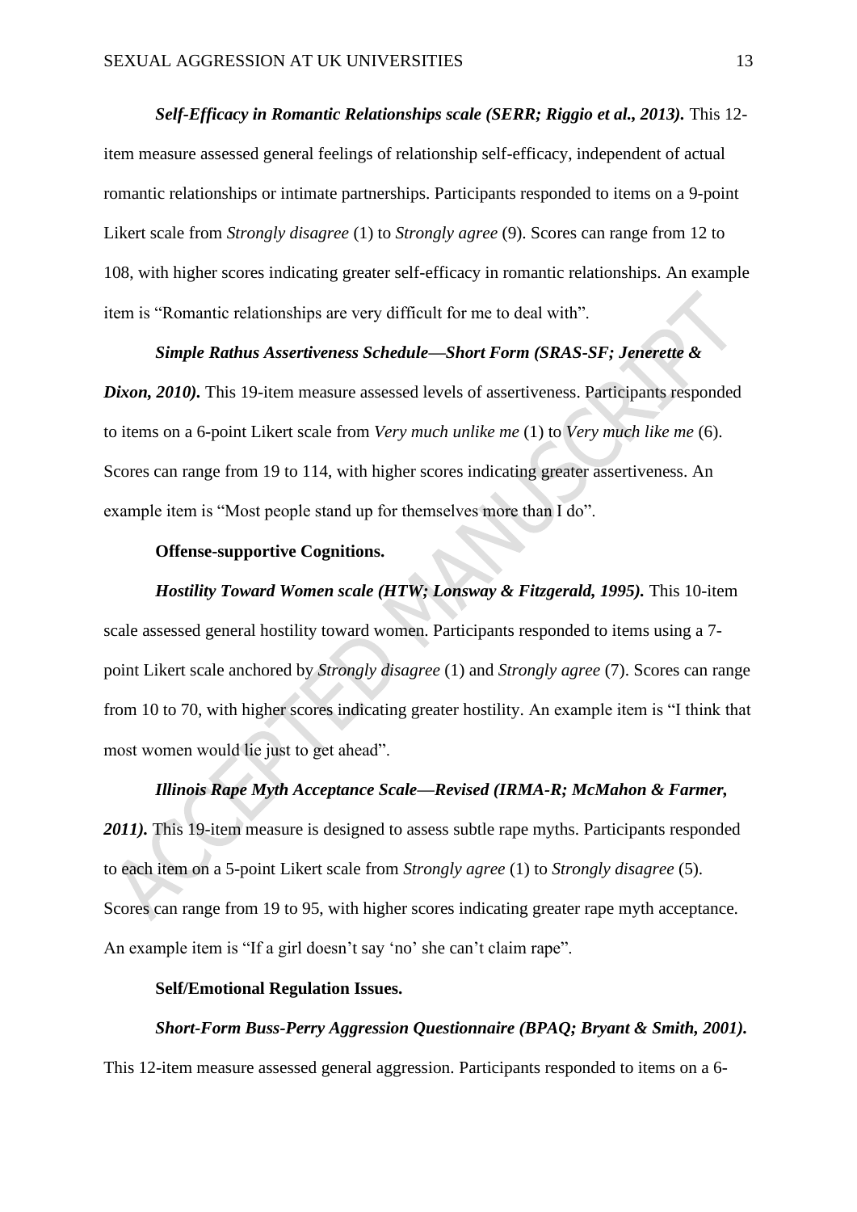***Self-Efficacy in Romantic Relationships scale (SERR; Riggio et al., 2013).*** This 12-item measure assessed general feelings of relationship self-efficacy, independent of actual romantic relationships or intimate partnerships. Participants responded to items on a 9-point Likert scale from *Strongly disagree* (1) to *Strongly agree* (9). Scores can range from 12 to 108, with higher scores indicating greater self-efficacy in romantic relationships. An example item is "Romantic relationships are very difficult for me to deal with".

***Simple Rathus Assertiveness Schedule—Short Form (SRAS-SF; Jenerette & Dixon, 2010).*** This 19-item measure assessed levels of assertiveness. Participants responded to items on a 6-point Likert scale from *Very much unlike me* (1) to *Very much like me* (6). Scores can range from 19 to 114, with higher scores indicating greater assertiveness. An example item is "Most people stand up for themselves more than I do".

**Offense-supportive Cognitions.**

***Hostility Toward Women scale (HTW; Lonsway & Fitzgerald, 1995).*** This 10-item scale assessed general hostility toward women. Participants responded to items using a 7-point Likert scale anchored by *Strongly disagree* (1) and *Strongly agree* (7). Scores can range from 10 to 70, with higher scores indicating greater hostility. An example item is "I think that most women would lie just to get ahead".

***Illinois Rape Myth Acceptance Scale—Revised (IRMA-R; McMahon & Farmer, 2011).*** This 19-item measure is designed to assess subtle rape myths. Participants responded to each item on a 5-point Likert scale from *Strongly agree* (1) to *Strongly disagree* (5). Scores can range from 19 to 95, with higher scores indicating greater rape myth acceptance. An example item is "If a girl doesn't say 'no' she can't claim rape".

**Self/Emotional Regulation Issues.**

***Short-Form Buss-Perry Aggression Questionnaire (BPAQ; Bryant & Smith, 2001).*** This 12-item measure assessed general aggression. Participants responded to items on a 6-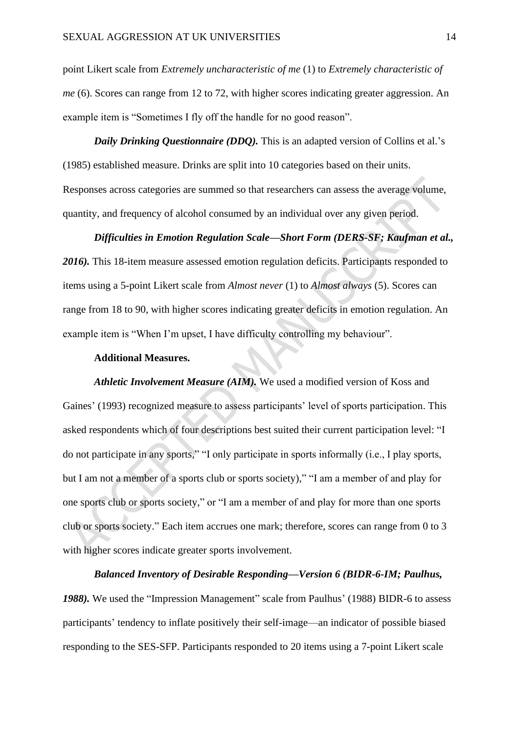point Likert scale from *Extremely uncharacteristic of me* (1) to *Extremely characteristic of me* (6). Scores can range from 12 to 72, with higher scores indicating greater aggression. An example item is "Sometimes I fly off the handle for no good reason".

***Daily Drinking Questionnaire (DDQ).*** This is an adapted version of Collins et al.'s (1985) established measure. Drinks are split into 10 categories based on their units. Responses across categories are summed so that researchers can assess the average volume, quantity, and frequency of alcohol consumed by an individual over any given period.

***Difficulties in Emotion Regulation Scale—Short Form (DERS-SF; Kaufman et al., 2016).*** This 18-item measure assessed emotion regulation deficits. Participants responded to items using a 5-point Likert scale from *Almost never* (1) to *Almost always* (5). Scores can range from 18 to 90, with higher scores indicating greater deficits in emotion regulation. An example item is "When I'm upset, I have difficulty controlling my behaviour".

**Additional Measures.**

***Athletic Involvement Measure (AIM).*** We used a modified version of Koss and Gaines' (1993) recognized measure to assess participants' level of sports participation. This asked respondents which of four descriptions best suited their current participation level: "I do not participate in any sports," "I only participate in sports informally (i.e., I play sports, but I am not a member of a sports club or sports society)," "I am a member of and play for one sports club or sports society," or "I am a member of and play for more than one sports club or sports society." Each item accrues one mark; therefore, scores can range from 0 to 3 with higher scores indicate greater sports involvement.

***Balanced Inventory of Desirable Responding—Version 6 (BIDR-6-IM; Paulhus, 1988).*** We used the "Impression Management" scale from Paulhus' (1988) BIDR-6 to assess participants' tendency to inflate positively their self-image—an indicator of possible biased responding to the SES-SFP. Participants responded to 20 items using a 7-point Likert scale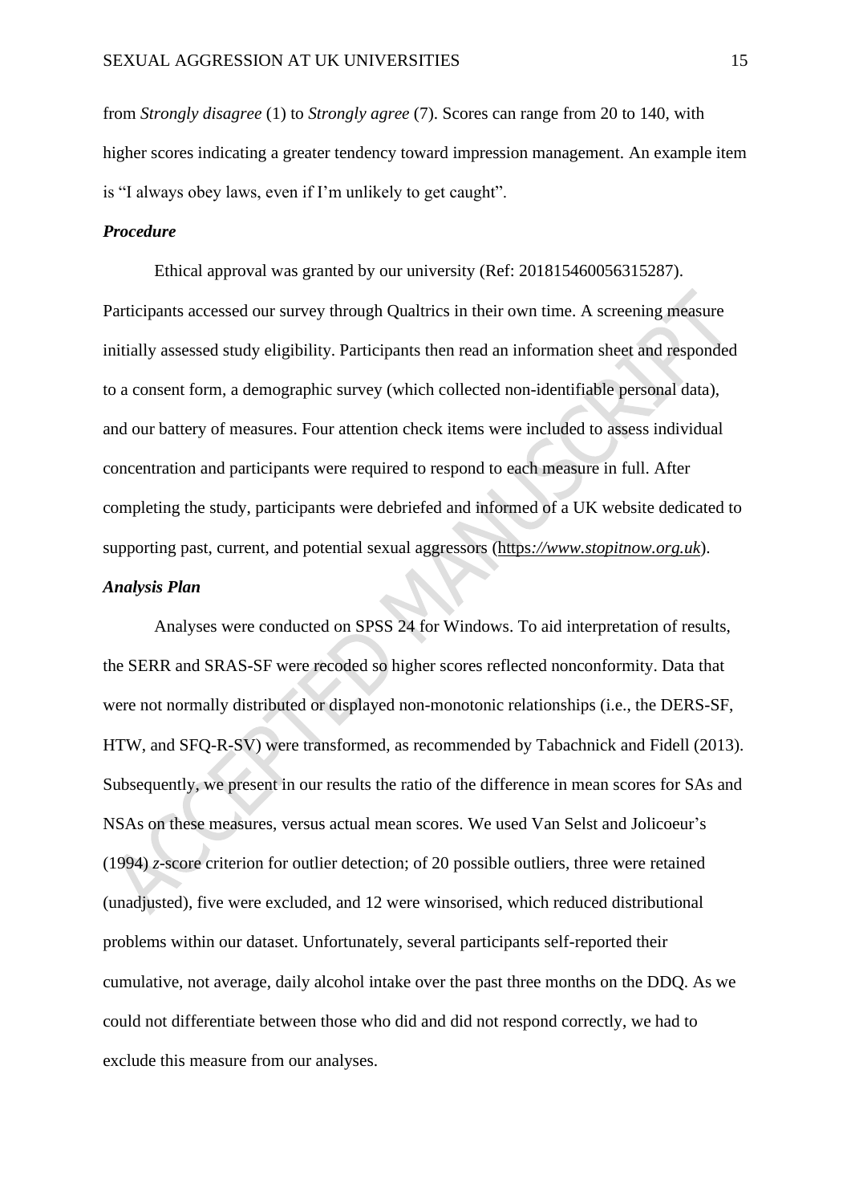from *Strongly disagree* (1) to *Strongly agree* (7). Scores can range from 20 to 140, with higher scores indicating a greater tendency toward impression management. An example item is "I always obey laws, even if I'm unlikely to get caught".

### *Procedure*

Ethical approval was granted by our university (Ref: 201815460056315287). Participants accessed our survey through Qualtrics in their own time. A screening measure initially assessed study eligibility. Participants then read an information sheet and responded to a consent form, a demographic survey (which collected non-identifiable personal data), and our battery of measures. Four attention check items were included to assess individual concentration and participants were required to respond to each measure in full. After completing the study, participants were debriefed and informed of a UK website dedicated to supporting past, current, and potential sexual aggressors (https*://www.stopitnow.org.uk*).

### *Analysis Plan*

Analyses were conducted on SPSS 24 for Windows. To aid interpretation of results, the SERR and SRAS-SF were recoded so higher scores reflected nonconformity. Data that were not normally distributed or displayed non-monotonic relationships (i.e., the DERS-SF, HTW, and SFQ-R-SV) were transformed, as recommended by Tabachnick and Fidell (2013). Subsequently, we present in our results the ratio of the difference in mean scores for SAs and NSAs on these measures, versus actual mean scores. We used Van Selst and Jolicoeur's (1994) *z*-score criterion for outlier detection; of 20 possible outliers, three were retained (unadjusted), five were excluded, and 12 were winsorised, which reduced distributional problems within our dataset. Unfortunately, several participants self-reported their cumulative, not average, daily alcohol intake over the past three months on the DDQ. As we could not differentiate between those who did and did not respond correctly, we had to exclude this measure from our analyses.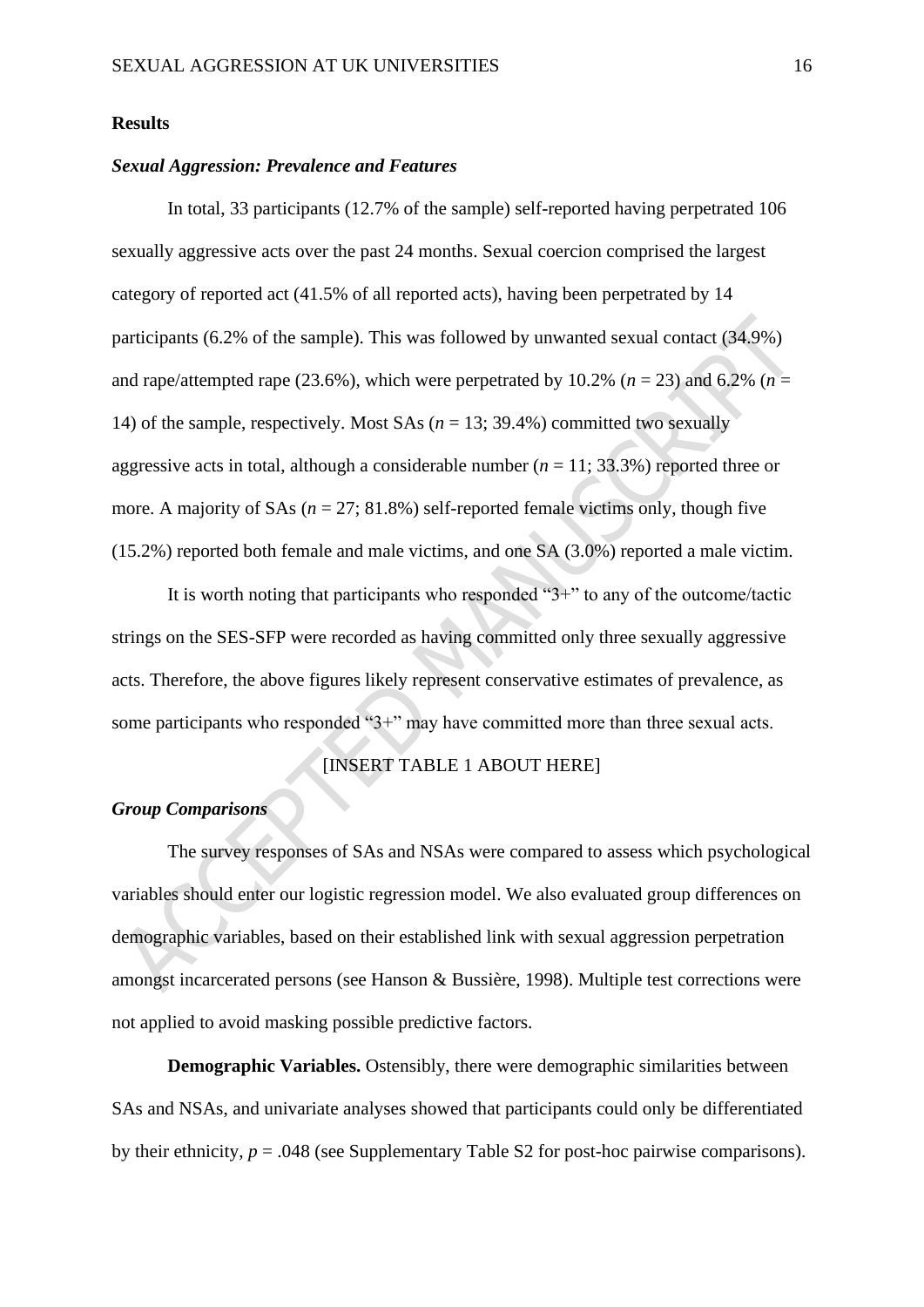**Results**

***Sexual Aggression: Prevalence and Features***

In total, 33 participants (12.7% of the sample) self-reported having perpetrated 106 sexually aggressive acts over the past 24 months. Sexual coercion comprised the largest category of reported act (41.5% of all reported acts), having been perpetrated by 14 participants (6.2% of the sample). This was followed by unwanted sexual contact (34.9%) and rape/attempted rape (23.6%), which were perpetrated by 10.2% ($n$ = 23) and 6.2% ($n$ = 14) of the sample, respectively. Most SAs ($n$ = 13; 39.4%) committed two sexually aggressive acts in total, although a considerable number ($n$ = 11; 33.3%) reported three or more. A majority of SAs ($n$ = 27; 81.8%) self-reported female victims only, though five (15.2%) reported both female and male victims, and one SA (3.0%) reported a male victim.

It is worth noting that participants who responded "3+" to any of the outcome/tactic strings on the SES-SFP were recorded as having committed only three sexually aggressive acts. Therefore, the above figures likely represent conservative estimates of prevalence, as some participants who responded "3+" may have committed more than three sexual acts.

[INSERT TABLE 1 ABOUT HERE]

***Group Comparisons***

The survey responses of SAs and NSAs were compared to assess which psychological variables should enter our logistic regression model. We also evaluated group differences on demographic variables, based on their established link with sexual aggression perpetration amongst incarcerated persons (see Hanson & Bussière, 1998). Multiple test corrections were not applied to avoid masking possible predictive factors.

**Demographic Variables.** Ostensibly, there were demographic similarities between SAs and NSAs, and univariate analyses showed that participants could only be differentiated by their ethnicity, $p$ = .048 (see Supplementary Table S2 for post-hoc pairwise comparisons).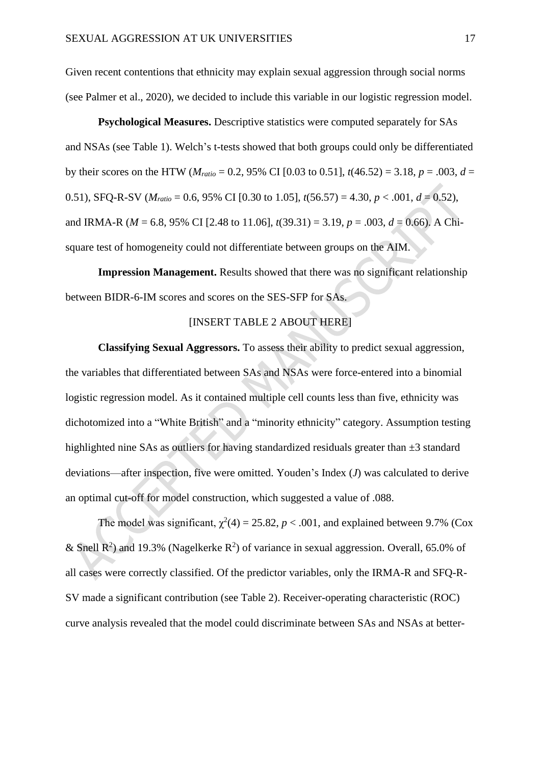Given recent contentions that ethnicity may explain sexual aggression through social norms (see Palmer et al., 2020), we decided to include this variable in our logistic regression model.

**Psychological Measures.** Descriptive statistics were computed separately for SAs and NSAs (see Table 1). Welch's t-tests showed that both groups could only be differentiated by their scores on the HTW ($M_{ratio}$ = 0.2, 95% CI [0.03 to 0.51], $t$(46.52) = 3.18, $p$ = .003, $d$ = 0.51), SFQ-R-SV ($M_{ratio}$ = 0.6, 95% CI [0.30 to 1.05], $t$(56.57) = 4.30, $p$ < .001, $d$ = 0.52), and IRMA-R ($M$ = 6.8, 95% CI [2.48 to 11.06], $t$(39.31) = 3.19, $p$ = .003, $d$ = 0.66). A Chi-square test of homogeneity could not differentiate between groups on the AIM.

**Impression Management.** Results showed that there was no significant relationship between BIDR-6-IM scores and scores on the SES-SFP for SAs.

[INSERT TABLE 2 ABOUT HERE]

**Classifying Sexual Aggressors.** To assess their ability to predict sexual aggression, the variables that differentiated between SAs and NSAs were force-entered into a binomial logistic regression model. As it contained multiple cell counts less than five, ethnicity was dichotomized into a "White British" and a "minority ethnicity" category. Assumption testing highlighted nine SAs as outliers for having standardized residuals greater than ±3 standard deviations—after inspection, five were omitted. Youden's Index ($J$) was calculated to derive an optimal cut-off for model construction, which suggested a value of .088.

The model was significant, $\chi^2(4) = 25.82$, $p$ < .001, and explained between 9.7% (Cox & Snell $R^2$) and 19.3% (Nagelkerke $R^2$) of variance in sexual aggression. Overall, 65.0% of all cases were correctly classified. Of the predictor variables, only the IRMA-R and SFQ-R-SV made a significant contribution (see Table 2). Receiver-operating characteristic (ROC) curve analysis revealed that the model could discriminate between SAs and NSAs at better-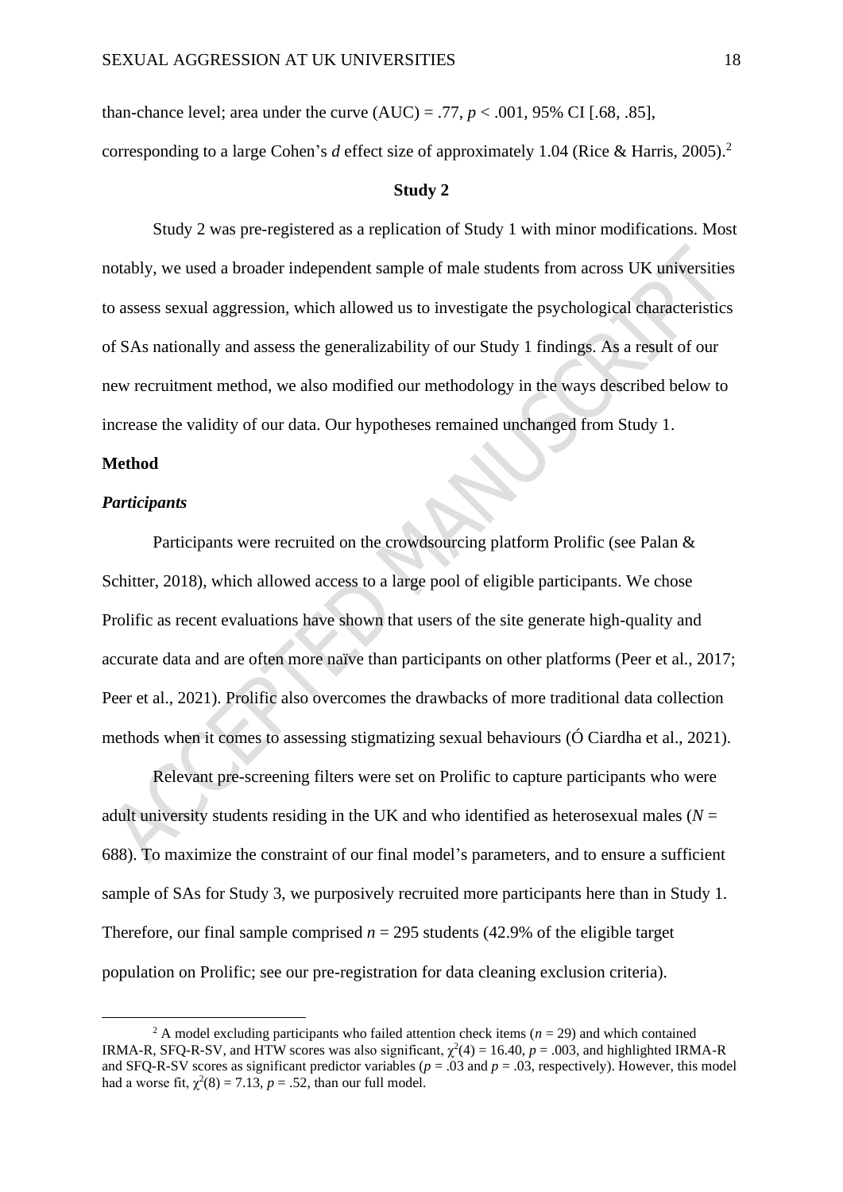than-chance level; area under the curve (AUC) = .77, $p < .001$, 95% CI [.68, .85], corresponding to a large Cohen's $d$ effect size of approximately 1.04 (Rice & Harris, 2005).[2]

## Study 2

Study 2 was pre-registered as a replication of Study 1 with minor modifications. Most notably, we used a broader independent sample of male students from across UK universities to assess sexual aggression, which allowed us to investigate the psychological characteristics of SAs nationally and assess the generalizability of our Study 1 findings. As a result of our new recruitment method, we also modified our methodology in the ways described below to increase the validity of our data. Our hypotheses remained unchanged from Study 1.

### Method

#### *Participants*

Participants were recruited on the crowdsourcing platform Prolific (see Palan & Schitter, 2018), which allowed access to a large pool of eligible participants. We chose Prolific as recent evaluations have shown that users of the site generate high-quality and accurate data and are often more naïve than participants on other platforms (Peer et al., 2017; Peer et al., 2021). Prolific also overcomes the drawbacks of more traditional data collection methods when it comes to assessing stigmatizing sexual behaviours (Ó Ciardha et al., 2021).

Relevant pre-screening filters were set on Prolific to capture participants who were adult university students residing in the UK and who identified as heterosexual males ($N$ = 688). To maximize the constraint of our final model's parameters, and to ensure a sufficient sample of SAs for Study 3, we purposively recruited more participants here than in Study 1. Therefore, our final sample comprised $n$ = 295 students (42.9% of the eligible target population on Prolific; see our pre-registration for data cleaning exclusion criteria).

---

[2] A model excluding participants who failed attention check items ($n$ = 29) and which contained IRMA-R, SFQ-R-SV, and HTW scores was also significant, $\chi^2(4) = 16.40$, $p = .003$, and highlighted IRMA-R and SFQ-R-SV scores as significant predictor variables ($p = .03$ and $p = .03$, respectively). However, this model had a worse fit, $\chi^2(8) = 7.13$, $p = .52$, than our full model.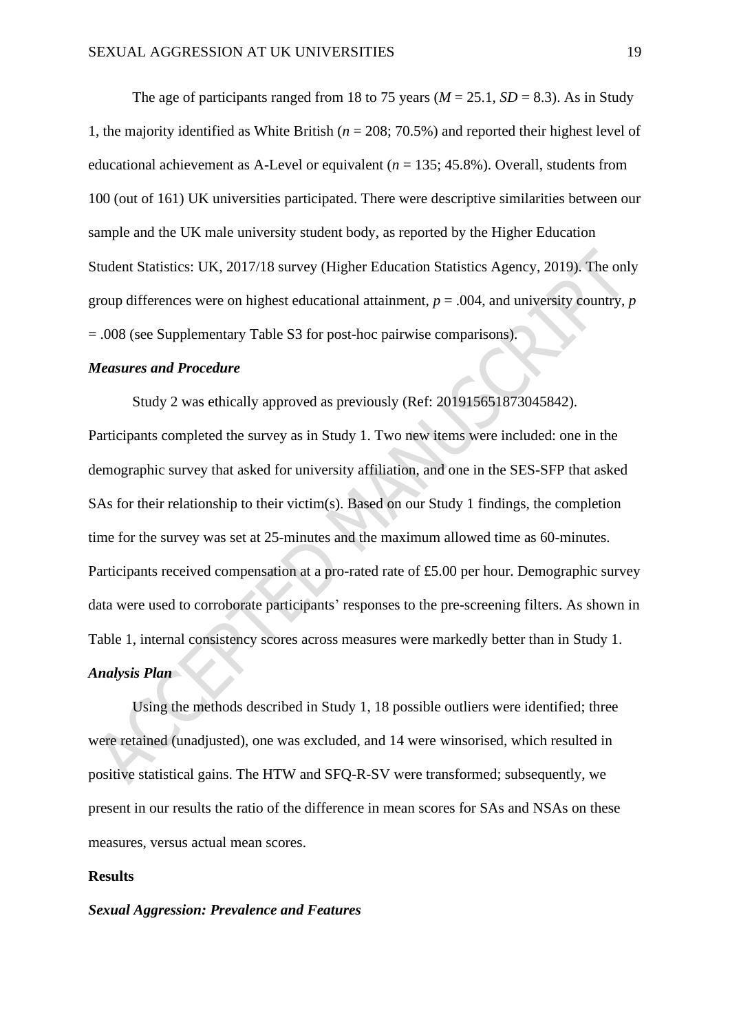The age of participants ranged from 18 to 75 years ($M$ = 25.1, $SD$ = 8.3). As in Study 1, the majority identified as White British ($n$ = 208; 70.5%) and reported their highest level of educational achievement as A-Level or equivalent ($n$ = 135; 45.8%). Overall, students from 100 (out of 161) UK universities participated. There were descriptive similarities between our sample and the UK male university student body, as reported by the Higher Education Student Statistics: UK, 2017/18 survey (Higher Education Statistics Agency, 2019). The only group differences were on highest educational attainment, $p$ = .004, and university country, $p$ = .008 (see Supplementary Table S3 for post-hoc pairwise comparisons).

### *Measures and Procedure*

Study 2 was ethically approved as previously (Ref: 201915651873045842). Participants completed the survey as in Study 1. Two new items were included: one in the demographic survey that asked for university affiliation, and one in the SES-SFP that asked SAs for their relationship to their victim(s). Based on our Study 1 findings, the completion time for the survey was set at 25-minutes and the maximum allowed time as 60-minutes. Participants received compensation at a pro-rated rate of £5.00 per hour. Demographic survey data were used to corroborate participants' responses to the pre-screening filters. As shown in Table 1, internal consistency scores across measures were markedly better than in Study 1.

### *Analysis Plan*

Using the methods described in Study 1, 18 possible outliers were identified; three were retained (unadjusted), one was excluded, and 14 were winsorised, which resulted in positive statistical gains. The HTW and SFQ-R-SV were transformed; subsequently, we present in our results the ratio of the difference in mean scores for SAs and NSAs on these measures, versus actual mean scores.

## Results

### *Sexual Aggression: Prevalence and Features*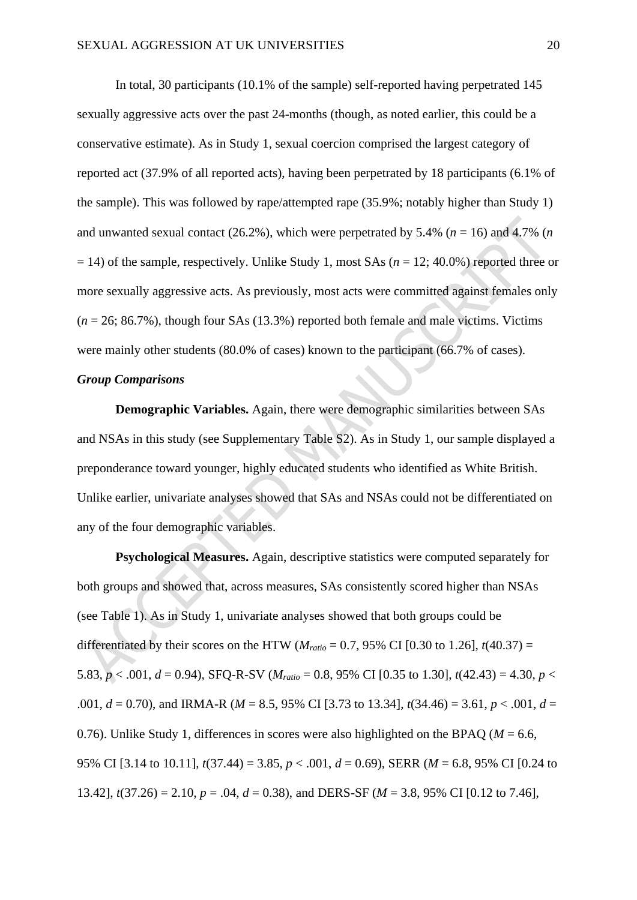In total, 30 participants (10.1% of the sample) self-reported having perpetrated 145 sexually aggressive acts over the past 24-months (though, as noted earlier, this could be a conservative estimate). As in Study 1, sexual coercion comprised the largest category of reported act (37.9% of all reported acts), having been perpetrated by 18 participants (6.1% of the sample). This was followed by rape/attempted rape (35.9%; notably higher than Study 1) and unwanted sexual contact (26.2%), which were perpetrated by 5.4% ($n$ = 16) and 4.7% ($n$ = 14) of the sample, respectively. Unlike Study 1, most SAs ($n$ = 12; 40.0%) reported three or more sexually aggressive acts. As previously, most acts were committed against females only ($n$ = 26; 86.7%), though four SAs (13.3%) reported both female and male victims. Victims were mainly other students (80.0% of cases) known to the participant (66.7% of cases).

### *Group Comparisons*

**Demographic Variables.** Again, there were demographic similarities between SAs and NSAs in this study (see Supplementary Table S2). As in Study 1, our sample displayed a preponderance toward younger, highly educated students who identified as White British. Unlike earlier, univariate analyses showed that SAs and NSAs could not be differentiated on any of the four demographic variables.

**Psychological Measures.** Again, descriptive statistics were computed separately for both groups and showed that, across measures, SAs consistently scored higher than NSAs (see Table 1). As in Study 1, univariate analyses showed that both groups could be differentiated by their scores on the HTW ($M_{ratio}$ = 0.7, 95% CI [0.30 to 1.26], $t(40.37)$ = 5.83, $p < .001$, $d$ = 0.94), SFQ-R-SV ($M_{ratio}$ = 0.8, 95% CI [0.35 to 1.30], $t(42.43)$ = 4.30, $p < .001$, $d$ = 0.70), and IRMA-R ($M$ = 8.5, 95% CI [3.73 to 13.34], $t(34.46)$ = 3.61, $p < .001$, $d$ = 0.76). Unlike Study 1, differences in scores were also highlighted on the BPAQ ($M$ = 6.6, 95% CI [3.14 to 10.11], $t(37.44)$ = 3.85, $p < .001$, $d$ = 0.69), SERR ($M$ = 6.8, 95% CI [0.24 to 13.42], $t(37.26)$ = 2.10, $p$ = .04, $d$ = 0.38), and DERS-SF ($M$ = 3.8, 95% CI [0.12 to 7.46],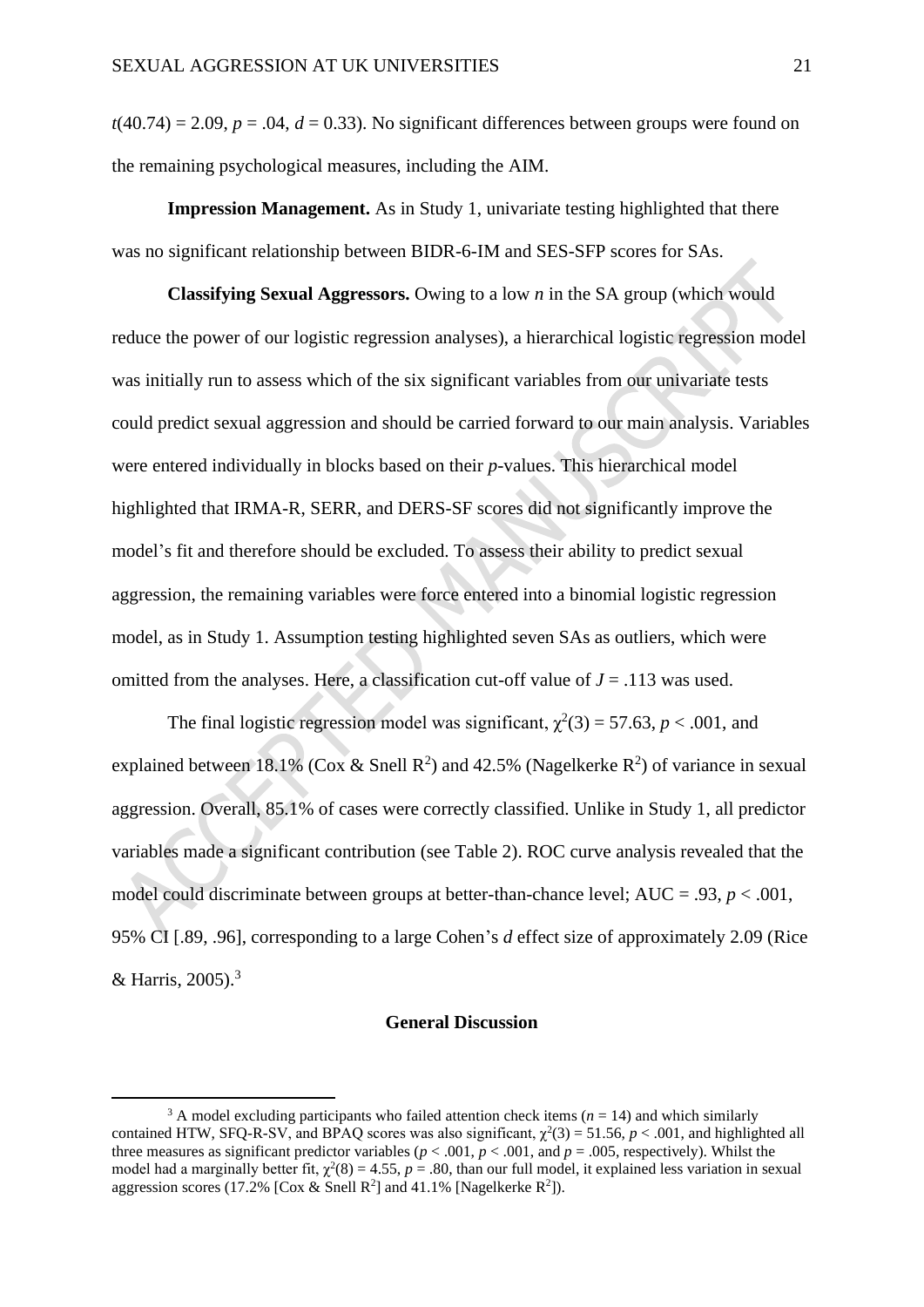$t(40.74) = 2.09$, $p = .04$, $d = 0.33$). No significant differences between groups were found on the remaining psychological measures, including the AIM.

**Impression Management.** As in Study 1, univariate testing highlighted that there was no significant relationship between BIDR-6-IM and SES-SFP scores for SAs.

**Classifying Sexual Aggressors.** Owing to a low *n* in the SA group (which would reduce the power of our logistic regression analyses), a hierarchical logistic regression model was initially run to assess which of the six significant variables from our univariate tests could predict sexual aggression and should be carried forward to our main analysis. Variables were entered individually in blocks based on their *p*-values. This hierarchical model highlighted that IRMA-R, SERR, and DERS-SF scores did not significantly improve the model's fit and therefore should be excluded. To assess their ability to predict sexual aggression, the remaining variables were force entered into a binomial logistic regression model, as in Study 1. Assumption testing highlighted seven SAs as outliers, which were omitted from the analyses. Here, a classification cut-off value of $J = .113$ was used.

The final logistic regression model was significant, $\chi^2(3) = 57.63$, $p < .001$, and explained between 18.1% (Cox & Snell $R^2$) and 42.5% (Nagelkerke $R^2$) of variance in sexual aggression. Overall, 85.1% of cases were correctly classified. Unlike in Study 1, all predictor variables made a significant contribution (see Table 2). ROC curve analysis revealed that the model could discriminate between groups at better-than-chance level; AUC = .93, $p < .001$, 95% CI [.89, .96], corresponding to a large Cohen's *d* effect size of approximately 2.09 (Rice & Harris, 2005).[3]

## General Discussion

[3] A model excluding participants who failed attention check items ($n = 14$) and which similarly contained HTW, SFQ-R-SV, and BPAQ scores was also significant, $\chi^2(3) = 51.56$, $p < .001$, and highlighted all three measures as significant predictor variables ($p < .001$, $p < .001$, and $p = .005$, respectively). Whilst the model had a marginally better fit, $\chi^2(8) = 4.55$, $p = .80$, than our full model, it explained less variation in sexual aggression scores (17.2% [Cox & Snell $R^2$] and 41.1% [Nagelkerke $R^2$]).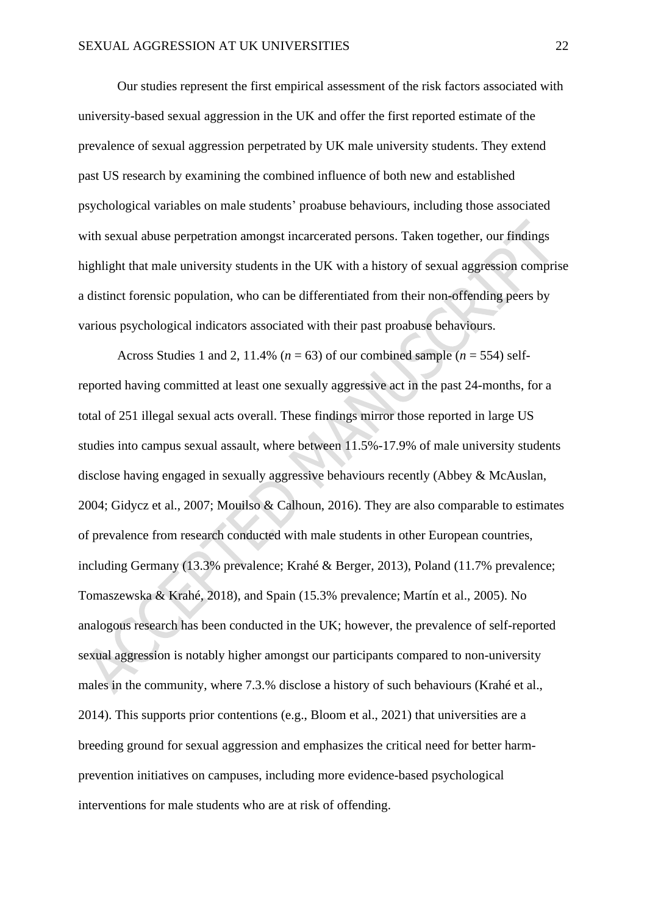Our studies represent the first empirical assessment of the risk factors associated with university-based sexual aggression in the UK and offer the first reported estimate of the prevalence of sexual aggression perpetrated by UK male university students. They extend past US research by examining the combined influence of both new and established psychological variables on male students' proabuse behaviours, including those associated with sexual abuse perpetration amongst incarcerated persons. Taken together, our findings highlight that male university students in the UK with a history of sexual aggression comprise a distinct forensic population, who can be differentiated from their non-offending peers by various psychological indicators associated with their past proabuse behaviours.

Across Studies 1 and 2, 11.4% ($n$ = 63) of our combined sample ($n$ = 554) self-reported having committed at least one sexually aggressive act in the past 24-months, for a total of 251 illegal sexual acts overall. These findings mirror those reported in large US studies into campus sexual assault, where between 11.5%-17.9% of male university students disclose having engaged in sexually aggressive behaviours recently (Abbey & McAuslan, 2004; Gidycz et al., 2007; Mouilso & Calhoun, 2016). They are also comparable to estimates of prevalence from research conducted with male students in other European countries, including Germany (13.3% prevalence; Krahé & Berger, 2013), Poland (11.7% prevalence; Tomaszewska & Krahé, 2018), and Spain (15.3% prevalence; Martín et al., 2005). No analogous research has been conducted in the UK; however, the prevalence of self-reported sexual aggression is notably higher amongst our participants compared to non-university males in the community, where 7.3.% disclose a history of such behaviours (Krahé et al., 2014). This supports prior contentions (e.g., Bloom et al., 2021) that universities are a breeding ground for sexual aggression and emphasizes the critical need for better harm-prevention initiatives on campuses, including more evidence-based psychological interventions for male students who are at risk of offending.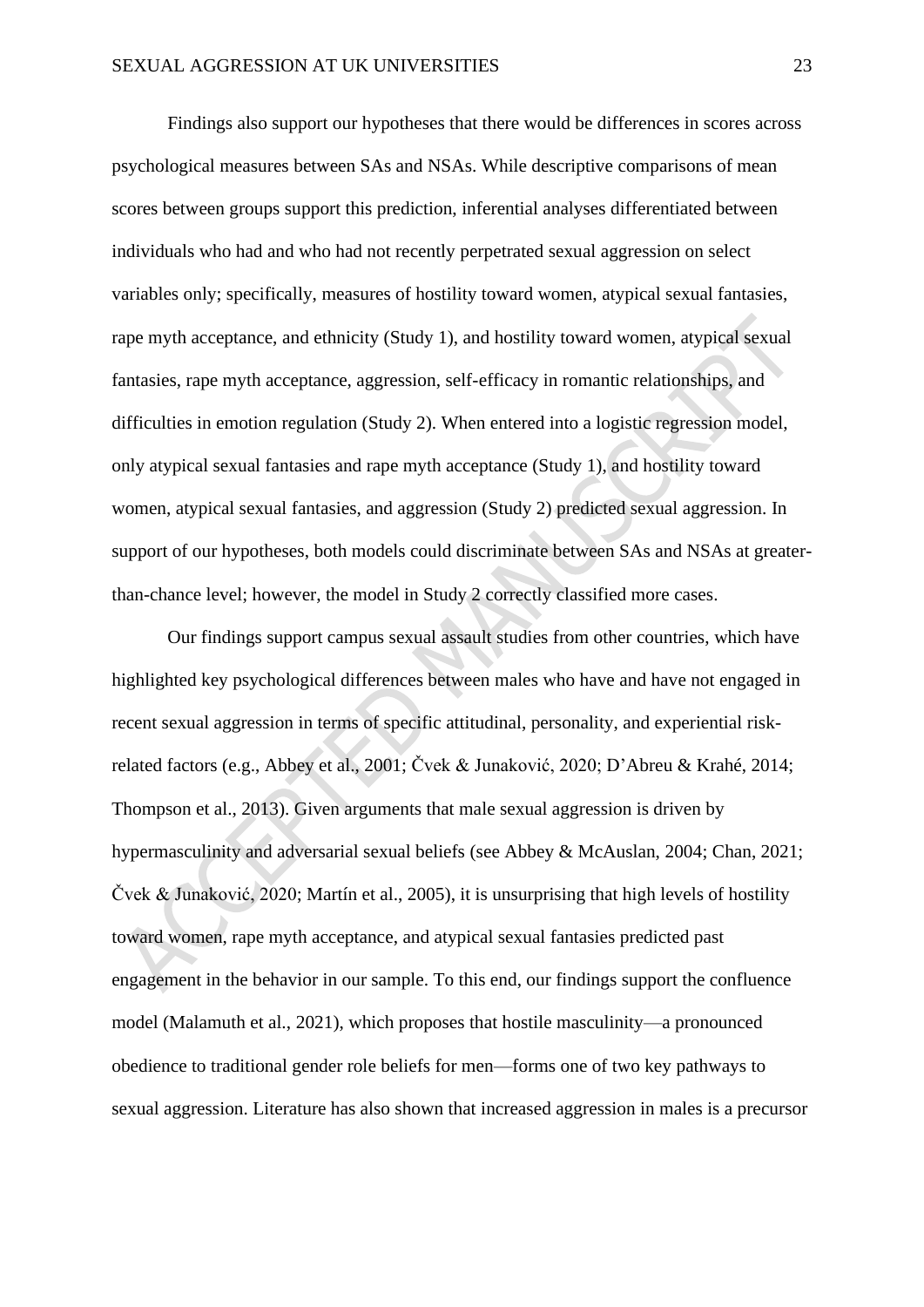Findings also support our hypotheses that there would be differences in scores across psychological measures between SAs and NSAs. While descriptive comparisons of mean scores between groups support this prediction, inferential analyses differentiated between individuals who had and who had not recently perpetrated sexual aggression on select variables only; specifically, measures of hostility toward women, atypical sexual fantasies, rape myth acceptance, and ethnicity (Study 1), and hostility toward women, atypical sexual fantasies, rape myth acceptance, aggression, self-efficacy in romantic relationships, and difficulties in emotion regulation (Study 2). When entered into a logistic regression model, only atypical sexual fantasies and rape myth acceptance (Study 1), and hostility toward women, atypical sexual fantasies, and aggression (Study 2) predicted sexual aggression. In support of our hypotheses, both models could discriminate between SAs and NSAs at greater-than-chance level; however, the model in Study 2 correctly classified more cases.

Our findings support campus sexual assault studies from other countries, which have highlighted key psychological differences between males who have and have not engaged in recent sexual aggression in terms of specific attitudinal, personality, and experiential risk-related factors (e.g., Abbey et al., 2001; Čvek & Junaković, 2020; D'Abreu & Krahé, 2014; Thompson et al., 2013). Given arguments that male sexual aggression is driven by hypermasculinity and adversarial sexual beliefs (see Abbey & McAuslan, 2004; Chan, 2021; Čvek & Junaković, 2020; Martín et al., 2005), it is unsurprising that high levels of hostility toward women, rape myth acceptance, and atypical sexual fantasies predicted past engagement in the behavior in our sample. To this end, our findings support the confluence model (Malamuth et al., 2021), which proposes that hostile masculinity—a pronounced obedience to traditional gender role beliefs for men—forms one of two key pathways to sexual aggression. Literature has also shown that increased aggression in males is a precursor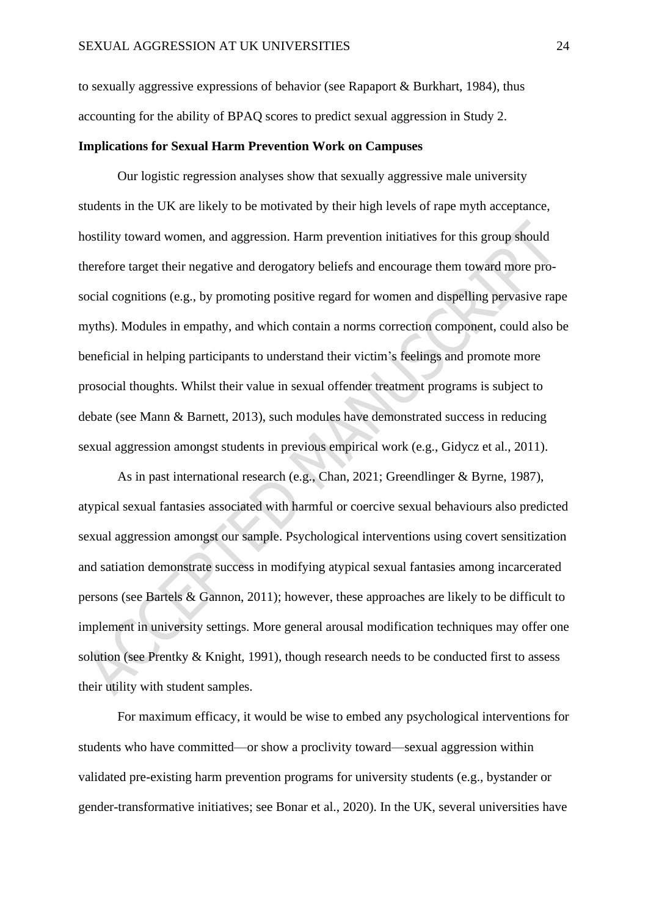to sexually aggressive expressions of behavior (see Rapaport & Burkhart, 1984), thus accounting for the ability of BPAQ scores to predict sexual aggression in Study 2.

**Implications for Sexual Harm Prevention Work on Campuses**

Our logistic regression analyses show that sexually aggressive male university students in the UK are likely to be motivated by their high levels of rape myth acceptance, hostility toward women, and aggression. Harm prevention initiatives for this group should therefore target their negative and derogatory beliefs and encourage them toward more pro-social cognitions (e.g., by promoting positive regard for women and dispelling pervasive rape myths). Modules in empathy, and which contain a norms correction component, could also be beneficial in helping participants to understand their victim's feelings and promote more prosocial thoughts. Whilst their value in sexual offender treatment programs is subject to debate (see Mann & Barnett, 2013), such modules have demonstrated success in reducing sexual aggression amongst students in previous empirical work (e.g., Gidycz et al., 2011).

As in past international research (e.g., Chan, 2021; Greendlinger & Byrne, 1987), atypical sexual fantasies associated with harmful or coercive sexual behaviours also predicted sexual aggression amongst our sample. Psychological interventions using covert sensitization and satiation demonstrate success in modifying atypical sexual fantasies among incarcerated persons (see Bartels & Gannon, 2011); however, these approaches are likely to be difficult to implement in university settings. More general arousal modification techniques may offer one solution (see Prentky & Knight, 1991), though research needs to be conducted first to assess their utility with student samples.

For maximum efficacy, it would be wise to embed any psychological interventions for students who have committed—or show a proclivity toward—sexual aggression within validated pre-existing harm prevention programs for university students (e.g., bystander or gender-transformative initiatives; see Bonar et al., 2020). In the UK, several universities have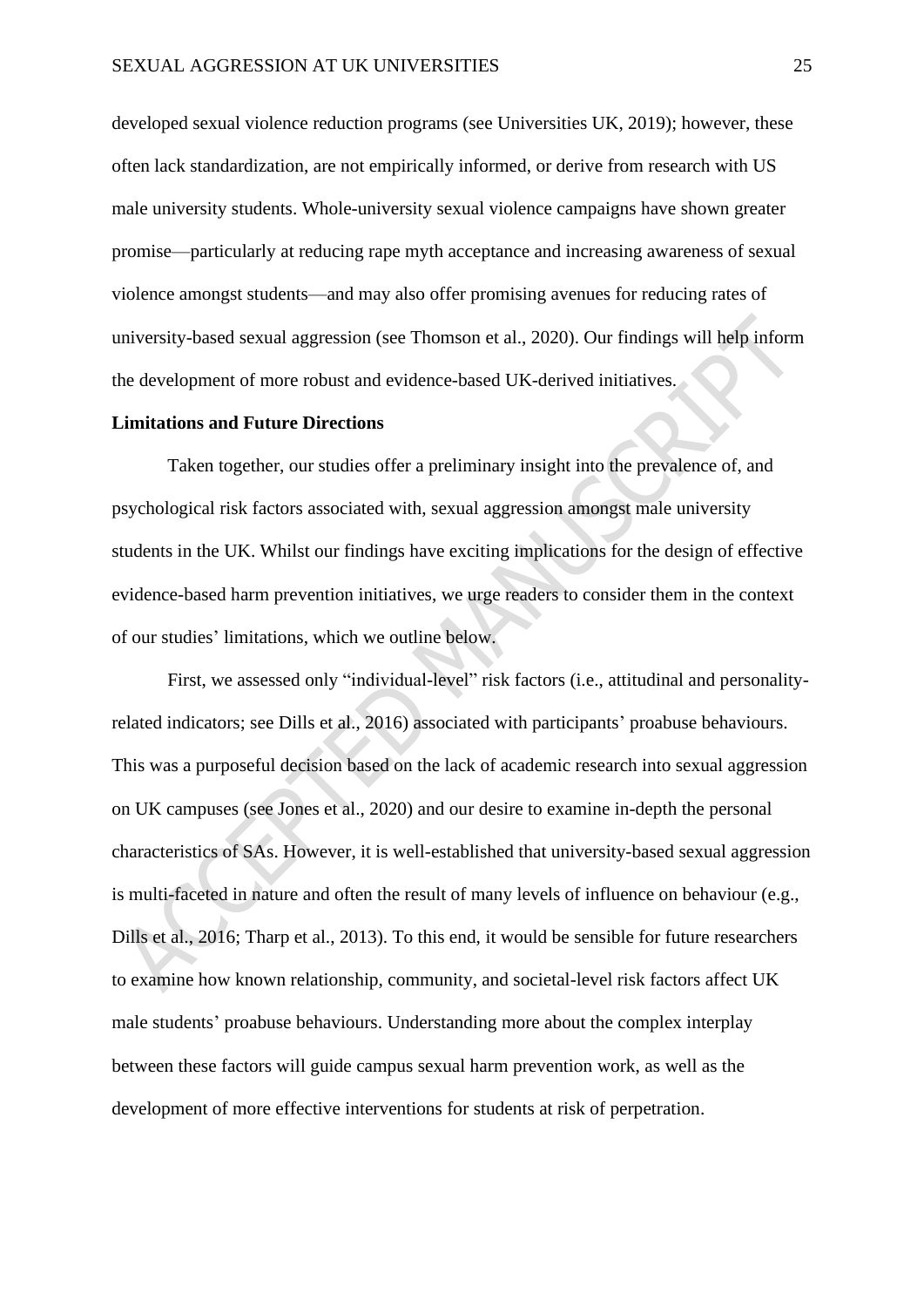developed sexual violence reduction programs (see Universities UK, 2019); however, these often lack standardization, are not empirically informed, or derive from research with US male university students. Whole-university sexual violence campaigns have shown greater promise—particularly at reducing rape myth acceptance and increasing awareness of sexual violence amongst students—and may also offer promising avenues for reducing rates of university-based sexual aggression (see Thomson et al., 2020). Our findings will help inform the development of more robust and evidence-based UK-derived initiatives.

**Limitations and Future Directions**

Taken together, our studies offer a preliminary insight into the prevalence of, and psychological risk factors associated with, sexual aggression amongst male university students in the UK. Whilst our findings have exciting implications for the design of effective evidence-based harm prevention initiatives, we urge readers to consider them in the context of our studies' limitations, which we outline below.

First, we assessed only "individual-level" risk factors (i.e., attitudinal and personality-related indicators; see Dills et al., 2016) associated with participants' proabuse behaviours. This was a purposeful decision based on the lack of academic research into sexual aggression on UK campuses (see Jones et al., 2020) and our desire to examine in-depth the personal characteristics of SAs. However, it is well-established that university-based sexual aggression is multi-faceted in nature and often the result of many levels of influence on behaviour (e.g., Dills et al., 2016; Tharp et al., 2013). To this end, it would be sensible for future researchers to examine how known relationship, community, and societal-level risk factors affect UK male students' proabuse behaviours. Understanding more about the complex interplay between these factors will guide campus sexual harm prevention work, as well as the development of more effective interventions for students at risk of perpetration.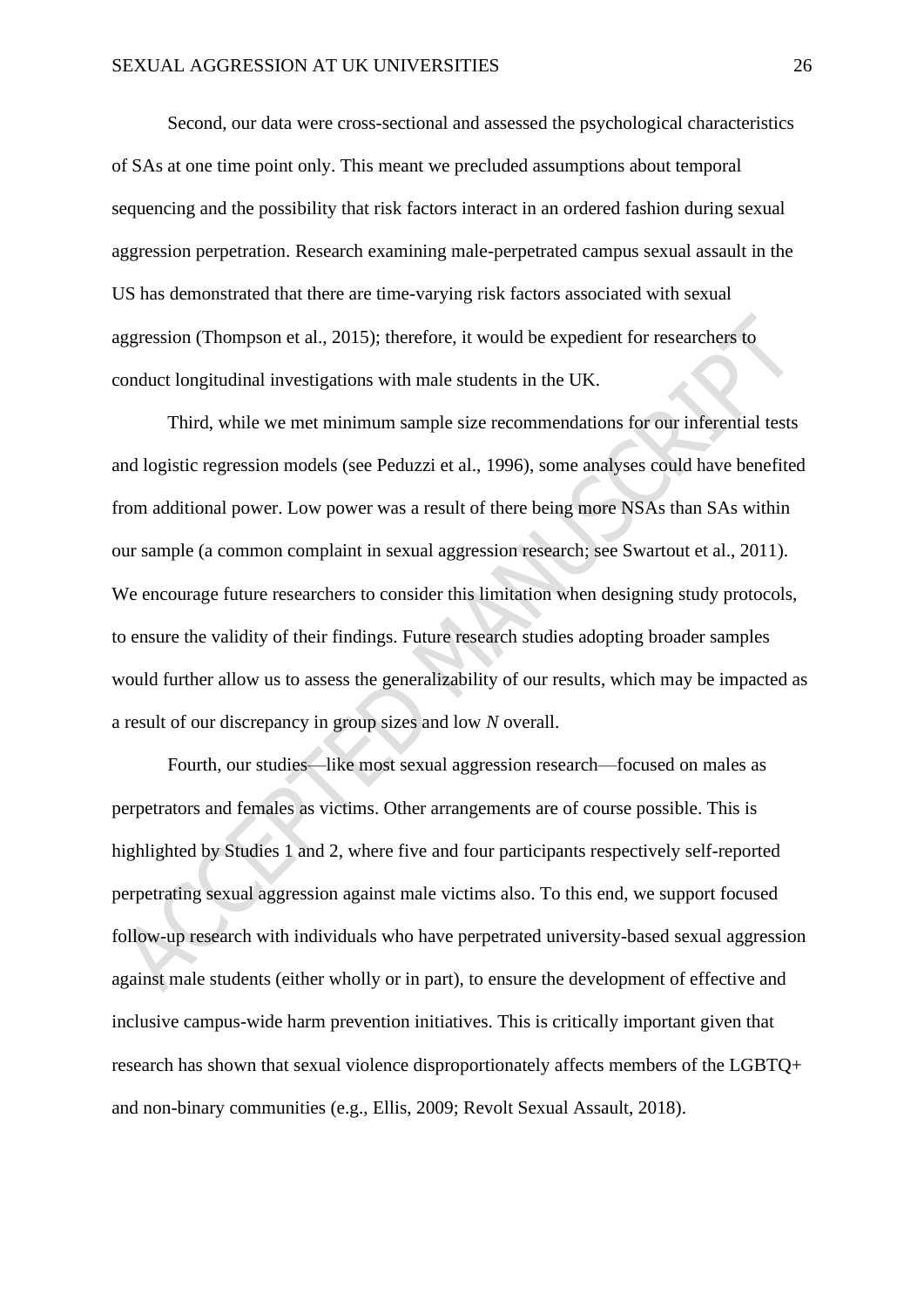Second, our data were cross-sectional and assessed the psychological characteristics of SAs at one time point only. This meant we precluded assumptions about temporal sequencing and the possibility that risk factors interact in an ordered fashion during sexual aggression perpetration. Research examining male-perpetrated campus sexual assault in the US has demonstrated that there are time-varying risk factors associated with sexual aggression (Thompson et al., 2015); therefore, it would be expedient for researchers to conduct longitudinal investigations with male students in the UK.

Third, while we met minimum sample size recommendations for our inferential tests and logistic regression models (see Peduzzi et al., 1996), some analyses could have benefited from additional power. Low power was a result of there being more NSAs than SAs within our sample (a common complaint in sexual aggression research; see Swartout et al., 2011). We encourage future researchers to consider this limitation when designing study protocols, to ensure the validity of their findings. Future research studies adopting broader samples would further allow us to assess the generalizability of our results, which may be impacted as a result of our discrepancy in group sizes and low *N* overall.

Fourth, our studies—like most sexual aggression research—focused on males as perpetrators and females as victims. Other arrangements are of course possible. This is highlighted by Studies 1 and 2, where five and four participants respectively self-reported perpetrating sexual aggression against male victims also. To this end, we support focused follow-up research with individuals who have perpetrated university-based sexual aggression against male students (either wholly or in part), to ensure the development of effective and inclusive campus-wide harm prevention initiatives. This is critically important given that research has shown that sexual violence disproportionately affects members of the LGBTQ+ and non-binary communities (e.g., Ellis, 2009; Revolt Sexual Assault, 2018).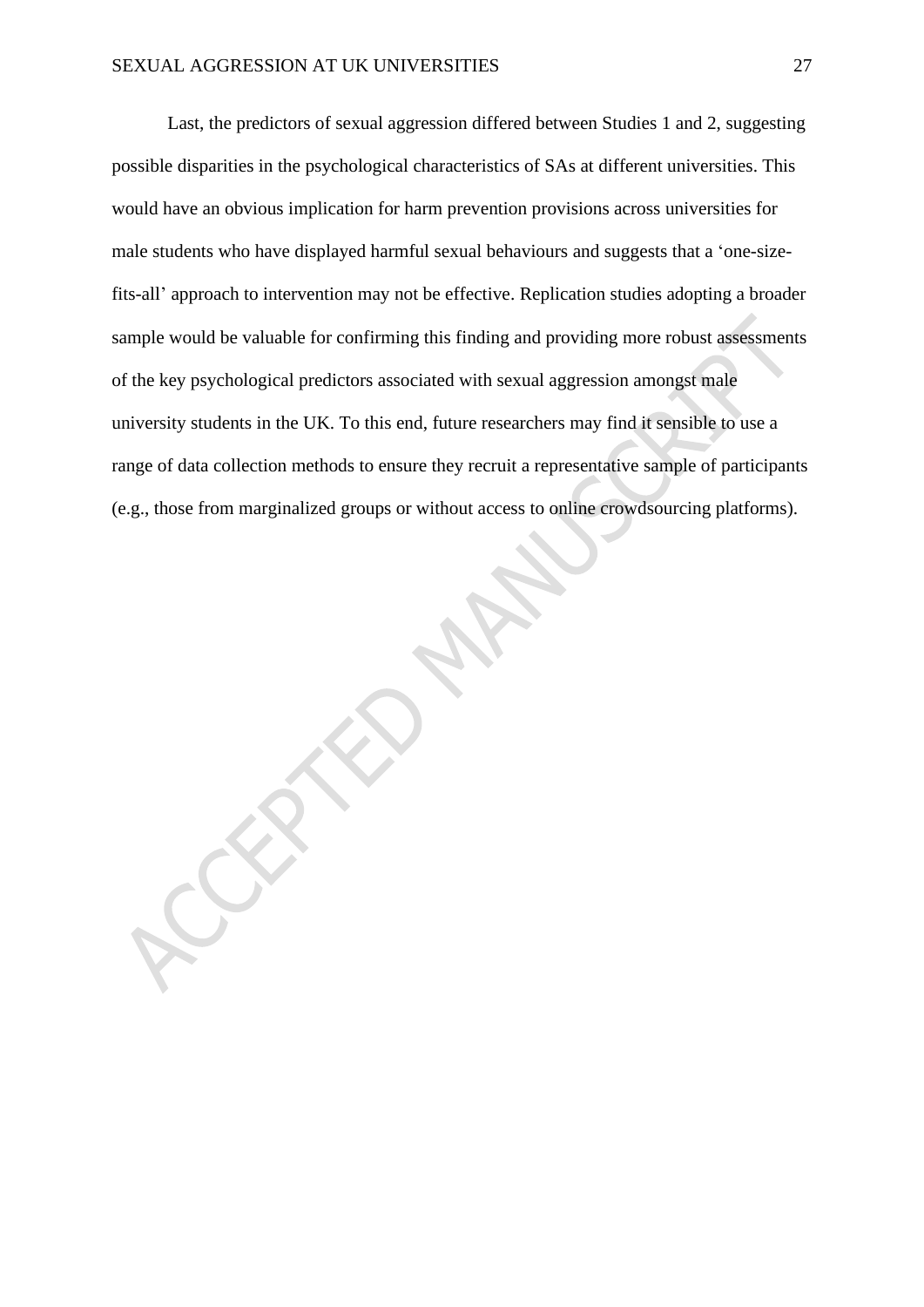Last, the predictors of sexual aggression differed between Studies 1 and 2, suggesting possible disparities in the psychological characteristics of SAs at different universities. This would have an obvious implication for harm prevention provisions across universities for male students who have displayed harmful sexual behaviours and suggests that a 'one-size-fits-all' approach to intervention may not be effective. Replication studies adopting a broader sample would be valuable for confirming this finding and providing more robust assessments of the key psychological predictors associated with sexual aggression amongst male university students in the UK. To this end, future researchers may find it sensible to use a range of data collection methods to ensure they recruit a representative sample of participants (e.g., those from marginalized groups or without access to online crowdsourcing platforms).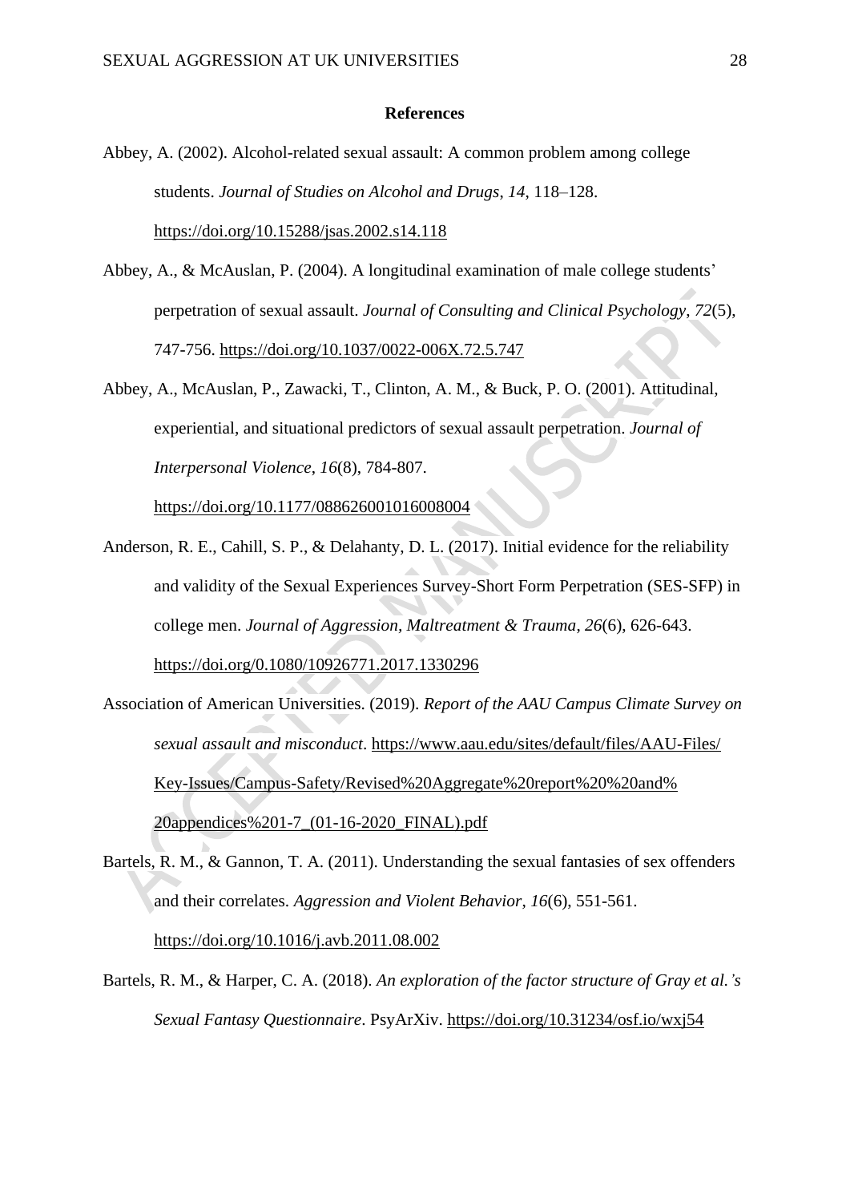# References

Abbey, A. (2002). Alcohol-related sexual assault: A common problem among college students. *Journal of Studies on Alcohol and Drugs*, *14*, 118–128. https://doi.org/10.15288/jsas.2002.s14.118

Abbey, A., & McAuslan, P. (2004). A longitudinal examination of male college students' perpetration of sexual assault. *Journal of Consulting and Clinical Psychology*, *72*(5), 747-756. https://doi.org/10.1037/0022-006X.72.5.747

Abbey, A., McAuslan, P., Zawacki, T., Clinton, A. M., & Buck, P. O. (2001). Attitudinal, experiential, and situational predictors of sexual assault perpetration. *Journal of Interpersonal Violence*, *16*(8), 784-807. https://doi.org/10.1177/088626001016008004

Anderson, R. E., Cahill, S. P., & Delahanty, D. L. (2017). Initial evidence for the reliability and validity of the Sexual Experiences Survey-Short Form Perpetration (SES-SFP) in college men. *Journal of Aggression, Maltreatment & Trauma*, *26*(6), 626-643. https://doi.org/0.1080/10926771.2017.1330296

Association of American Universities. (2019). *Report of the AAU Campus Climate Survey on sexual assault and misconduct*. https://www.aau.edu/sites/default/files/AAU-Files/Key-Issues/Campus-Safety/Revised%20Aggregate%20report%20%20and%20appendices%201-7_(01-16-2020_FINAL).pdf

Bartels, R. M., & Gannon, T. A. (2011). Understanding the sexual fantasies of sex offenders and their correlates. *Aggression and Violent Behavior*, *16*(6), 551-561. https://doi.org/10.1016/j.avb.2011.08.002

Bartels, R. M., & Harper, C. A. (2018). *An exploration of the factor structure of Gray et al.'s Sexual Fantasy Questionnaire*. PsyArXiv. https://doi.org/10.31234/osf.io/wxj54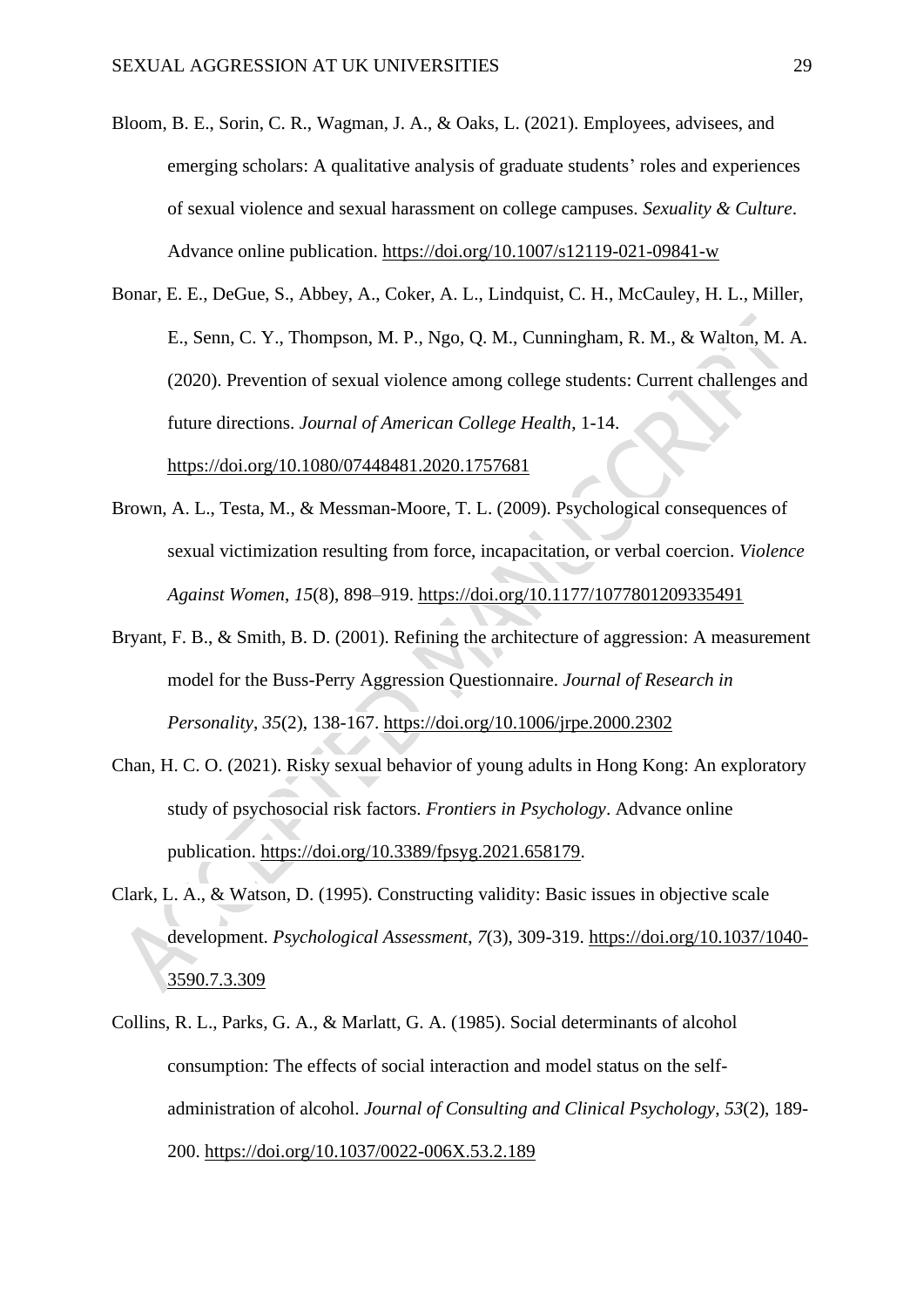Bloom, B. E., Sorin, C. R., Wagman, J. A., & Oaks, L. (2021). Employees, advisees, and emerging scholars: A qualitative analysis of graduate students' roles and experiences of sexual violence and sexual harassment on college campuses. *Sexuality & Culture*. Advance online publication. https://doi.org/10.1007/s12119-021-09841-w

Bonar, E. E., DeGue, S., Abbey, A., Coker, A. L., Lindquist, C. H., McCauley, H. L., Miller, E., Senn, C. Y., Thompson, M. P., Ngo, Q. M., Cunningham, R. M., & Walton, M. A. (2020). Prevention of sexual violence among college students: Current challenges and future directions. *Journal of American College Health*, 1-14. https://doi.org/10.1080/07448481.2020.1757681

Brown, A. L., Testa, M., & Messman-Moore, T. L. (2009). Psychological consequences of sexual victimization resulting from force, incapacitation, or verbal coercion. *Violence Against Women*, *15*(8), 898–919. https://doi.org/10.1177/1077801209335491

Bryant, F. B., & Smith, B. D. (2001). Refining the architecture of aggression: A measurement model for the Buss-Perry Aggression Questionnaire. *Journal of Research in Personality*, *35*(2), 138-167. https://doi.org/10.1006/jrpe.2000.2302

Chan, H. C. O. (2021). Risky sexual behavior of young adults in Hong Kong: An exploratory study of psychosocial risk factors. *Frontiers in Psychology*. Advance online publication. https://doi.org/10.3389/fpsyg.2021.658179.

Clark, L. A., & Watson, D. (1995). Constructing validity: Basic issues in objective scale development. *Psychological Assessment*, *7*(3), 309-319. https://doi.org/10.1037/1040-3590.7.3.309

Collins, R. L., Parks, G. A., & Marlatt, G. A. (1985). Social determinants of alcohol consumption: The effects of social interaction and model status on the self-administration of alcohol. *Journal of Consulting and Clinical Psychology*, *53*(2), 189-200. https://doi.org/10.1037/0022-006X.53.2.189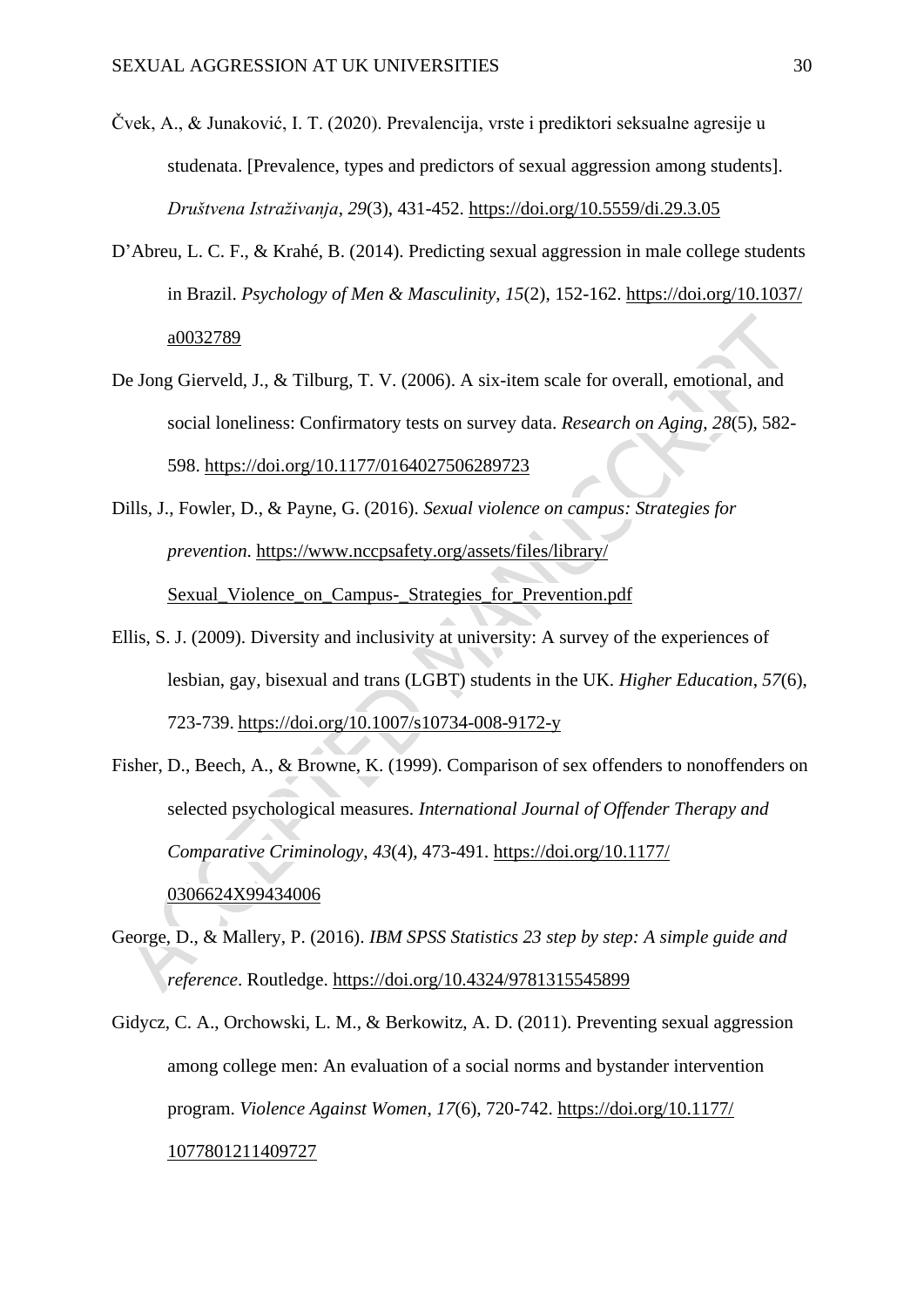Čvek, A., & Junaković, I. T. (2020). Prevalencija, vrste i prediktori seksualne agresije u studenata. [Prevalence, types and predictors of sexual aggression among students]. *Društvena Istraživanja*, *29*(3), 431-452. https://doi.org/10.5559/di.29.3.05

D'Abreu, L. C. F., & Krahé, B. (2014). Predicting sexual aggression in male college students in Brazil. *Psychology of Men & Masculinity*, *15*(2), 152-162. https://doi.org/10.1037/a0032789

De Jong Gierveld, J., & Tilburg, T. V. (2006). A six-item scale for overall, emotional, and social loneliness: Confirmatory tests on survey data. *Research on Aging*, *28*(5), 582-598. https://doi.org/10.1177/0164027506289723

Dills, J., Fowler, D., & Payne, G. (2016). *Sexual violence on campus: Strategies for prevention*. https://www.nccpsafety.org/assets/files/library/Sexual_Violence_on_Campus-_Strategies_for_Prevention.pdf

Ellis, S. J. (2009). Diversity and inclusivity at university: A survey of the experiences of lesbian, gay, bisexual and trans (LGBT) students in the UK. *Higher Education*, *57*(6), 723-739. https://doi.org/10.1007/s10734-008-9172-y

Fisher, D., Beech, A., & Browne, K. (1999). Comparison of sex offenders to nonoffenders on selected psychological measures. *International Journal of Offender Therapy and Comparative Criminology*, *43*(4), 473-491. https://doi.org/10.1177/0306624X99434006

George, D., & Mallery, P. (2016). *IBM SPSS Statistics 23 step by step: A simple guide and reference*. Routledge. https://doi.org/10.4324/9781315545899

Gidycz, C. A., Orchowski, L. M., & Berkowitz, A. D. (2011). Preventing sexual aggression among college men: An evaluation of a social norms and bystander intervention program. *Violence Against Women*, *17*(6), 720-742. https://doi.org/10.1177/1077801211409727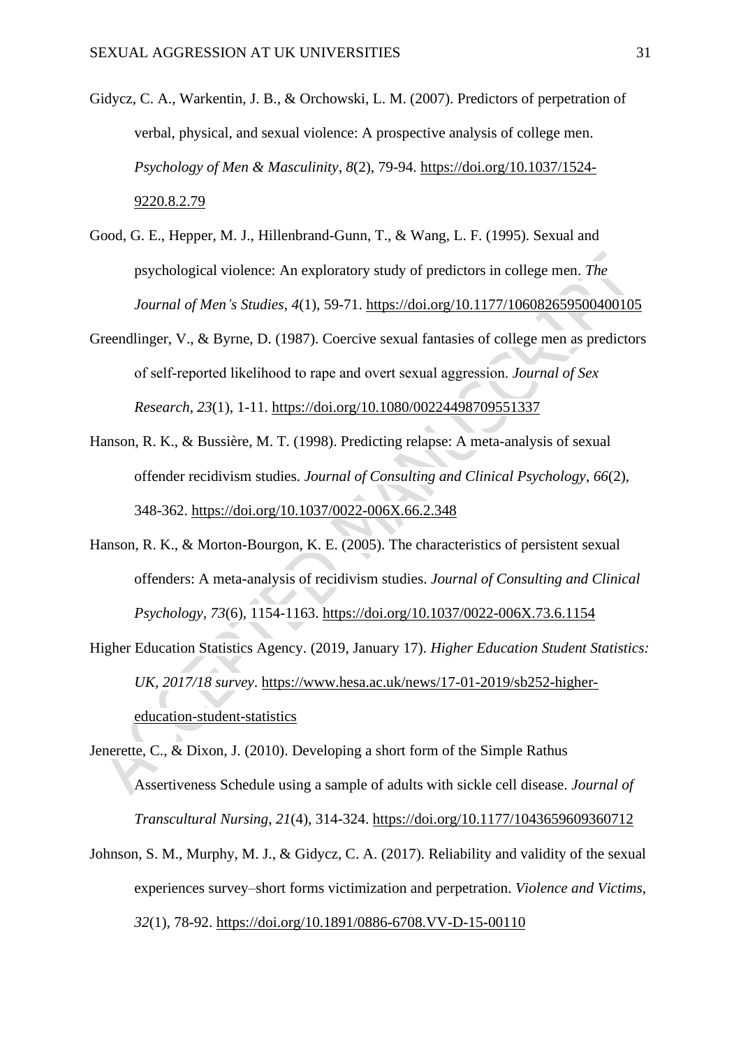Gidycz, C. A., Warkentin, J. B., & Orchowski, L. M. (2007). Predictors of perpetration of verbal, physical, and sexual violence: A prospective analysis of college men. *Psychology of Men & Masculinity*, *8*(2), 79-94. https://doi.org/10.1037/1524-9220.8.2.79

Good, G. E., Hepper, M. J., Hillenbrand-Gunn, T., & Wang, L. F. (1995). Sexual and psychological violence: An exploratory study of predictors in college men. *The Journal of Men's Studies*, *4*(1), 59-71. https://doi.org/10.1177/106082659500400105

Greendlinger, V., & Byrne, D. (1987). Coercive sexual fantasies of college men as predictors of self-reported likelihood to rape and overt sexual aggression. *Journal of Sex Research*, *23*(1), 1-11. https://doi.org/10.1080/00224498709551337

Hanson, R. K., & Bussière, M. T. (1998). Predicting relapse: A meta-analysis of sexual offender recidivism studies. *Journal of Consulting and Clinical Psychology*, *66*(2), 348-362. https://doi.org/10.1037/0022-006X.66.2.348

Hanson, R. K., & Morton-Bourgon, K. E. (2005). The characteristics of persistent sexual offenders: A meta-analysis of recidivism studies. *Journal of Consulting and Clinical Psychology*, *73*(6), 1154-1163. https://doi.org/10.1037/0022-006X.73.6.1154

Higher Education Statistics Agency. (2019, January 17). *Higher Education Student Statistics: UK, 2017/18 survey*. https://www.hesa.ac.uk/news/17-01-2019/sb252-higher-education-student-statistics

Jenerette, C., & Dixon, J. (2010). Developing a short form of the Simple Rathus Assertiveness Schedule using a sample of adults with sickle cell disease. *Journal of Transcultural Nursing*, *21*(4), 314-324. https://doi.org/10.1177/1043659609360712

Johnson, S. M., Murphy, M. J., & Gidycz, C. A. (2017). Reliability and validity of the sexual experiences survey–short forms victimization and perpetration. *Violence and Victims*, *32*(1), 78-92. https://doi.org/10.1891/0886-6708.VV-D-15-00110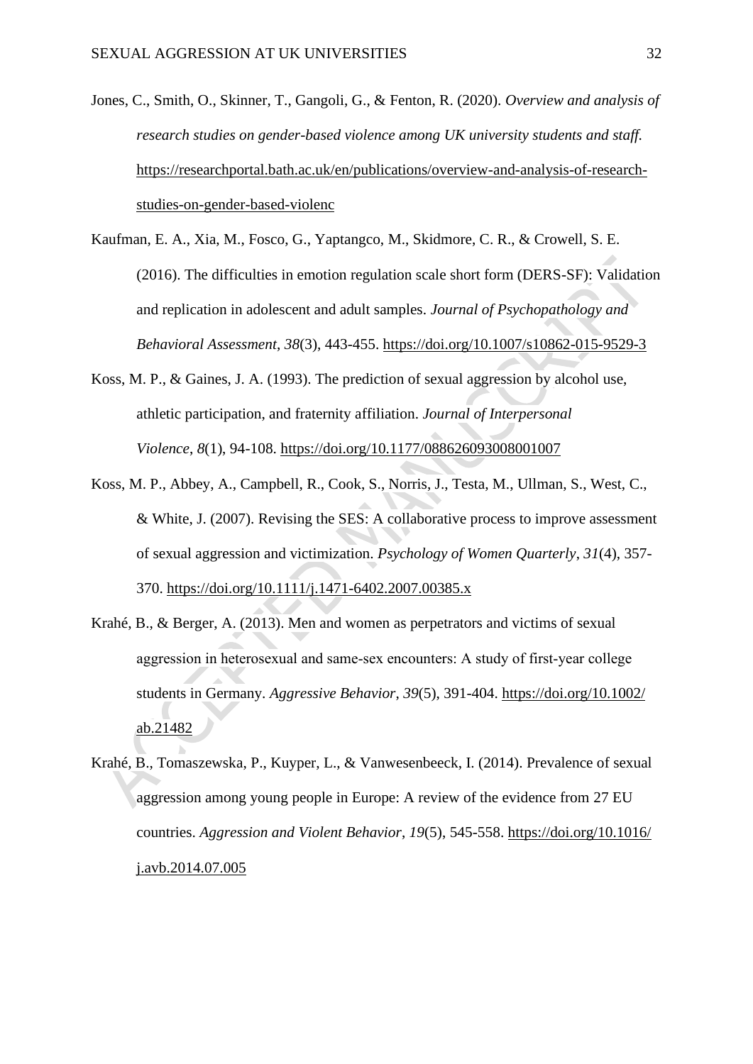Jones, C., Smith, O., Skinner, T., Gangoli, G., & Fenton, R. (2020). *Overview and analysis of research studies on gender-based violence among UK university students and staff.* https://researchportal.bath.ac.uk/en/publications/overview-and-analysis-of-research-studies-on-gender-based-violenc

Kaufman, E. A., Xia, M., Fosco, G., Yaptangco, M., Skidmore, C. R., & Crowell, S. E. (2016). The difficulties in emotion regulation scale short form (DERS-SF): Validation and replication in adolescent and adult samples. *Journal of Psychopathology and Behavioral Assessment*, *38*(3), 443-455. https://doi.org/10.1007/s10862-015-9529-3

Koss, M. P., & Gaines, J. A. (1993). The prediction of sexual aggression by alcohol use, athletic participation, and fraternity affiliation. *Journal of Interpersonal Violence*, *8*(1), 94-108. https://doi.org/10.1177/088626093008001007

Koss, M. P., Abbey, A., Campbell, R., Cook, S., Norris, J., Testa, M., Ullman, S., West, C., & White, J. (2007). Revising the SES: A collaborative process to improve assessment of sexual aggression and victimization. *Psychology of Women Quarterly*, *31*(4), 357-370. https://doi.org/10.1111/j.1471-6402.2007.00385.x

Krahé, B., & Berger, A. (2013). Men and women as perpetrators and victims of sexual aggression in heterosexual and same-sex encounters: A study of first-year college students in Germany. *Aggressive Behavior*, *39*(5), 391-404. https://doi.org/10.1002/ab.21482

Krahé, B., Tomaszewska, P., Kuyper, L., & Vanwesenbeeck, I. (2014). Prevalence of sexual aggression among young people in Europe: A review of the evidence from 27 EU countries. *Aggression and Violent Behavior*, *19*(5), 545-558. https://doi.org/10.1016/j.avb.2014.07.005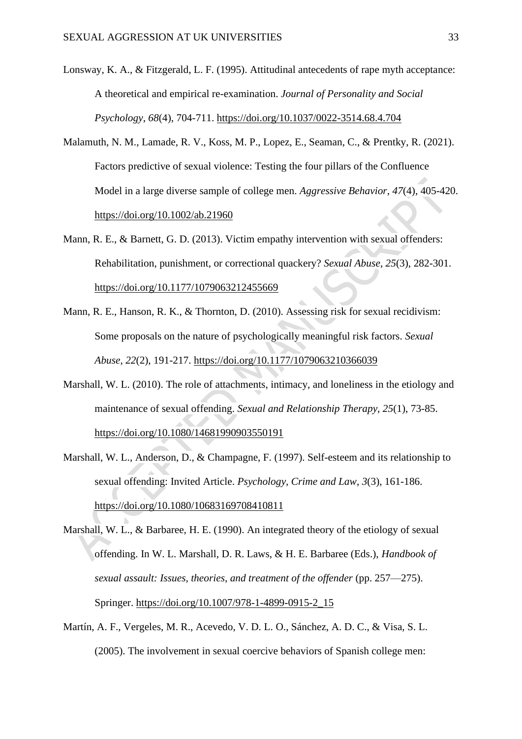Lonsway, K. A., & Fitzgerald, L. F. (1995). Attitudinal antecedents of rape myth acceptance: A theoretical and empirical re-examination. *Journal of Personality and Social Psychology*, *68*(4), 704-711. https://doi.org/10.1037/0022-3514.68.4.704

Malamuth, N. M., Lamade, R. V., Koss, M. P., Lopez, E., Seaman, C., & Prentky, R. (2021). Factors predictive of sexual violence: Testing the four pillars of the Confluence Model in a large diverse sample of college men. *Aggressive Behavior*, *47*(4), 405-420. https://doi.org/10.1002/ab.21960

Mann, R. E., & Barnett, G. D. (2013). Victim empathy intervention with sexual offenders: Rehabilitation, punishment, or correctional quackery? *Sexual Abuse*, *25*(3), 282-301. https://doi.org/10.1177/1079063212455669

Mann, R. E., Hanson, R. K., & Thornton, D. (2010). Assessing risk for sexual recidivism: Some proposals on the nature of psychologically meaningful risk factors. *Sexual Abuse*, *22*(2), 191-217. https://doi.org/10.1177/1079063210366039

Marshall, W. L. (2010). The role of attachments, intimacy, and loneliness in the etiology and maintenance of sexual offending. *Sexual and Relationship Therapy*, *25*(1), 73-85. https://doi.org/10.1080/14681990903550191

Marshall, W. L., Anderson, D., & Champagne, F. (1997). Self-esteem and its relationship to sexual offending: Invited Article. *Psychology, Crime and Law*, *3*(3), 161-186. https://doi.org/10.1080/10683169708410811

Marshall, W. L., & Barbaree, H. E. (1990). An integrated theory of the etiology of sexual offending. In W. L. Marshall, D. R. Laws, & H. E. Barbaree (Eds.), *Handbook of sexual assault: Issues, theories, and treatment of the offender* (pp. 257—275). Springer. https://doi.org/10.1007/978-1-4899-0915-2_15

Martín, A. F., Vergeles, M. R., Acevedo, V. D. L. O., Sánchez, A. D. C., & Visa, S. L. (2005). The involvement in sexual coercive behaviors of Spanish college men: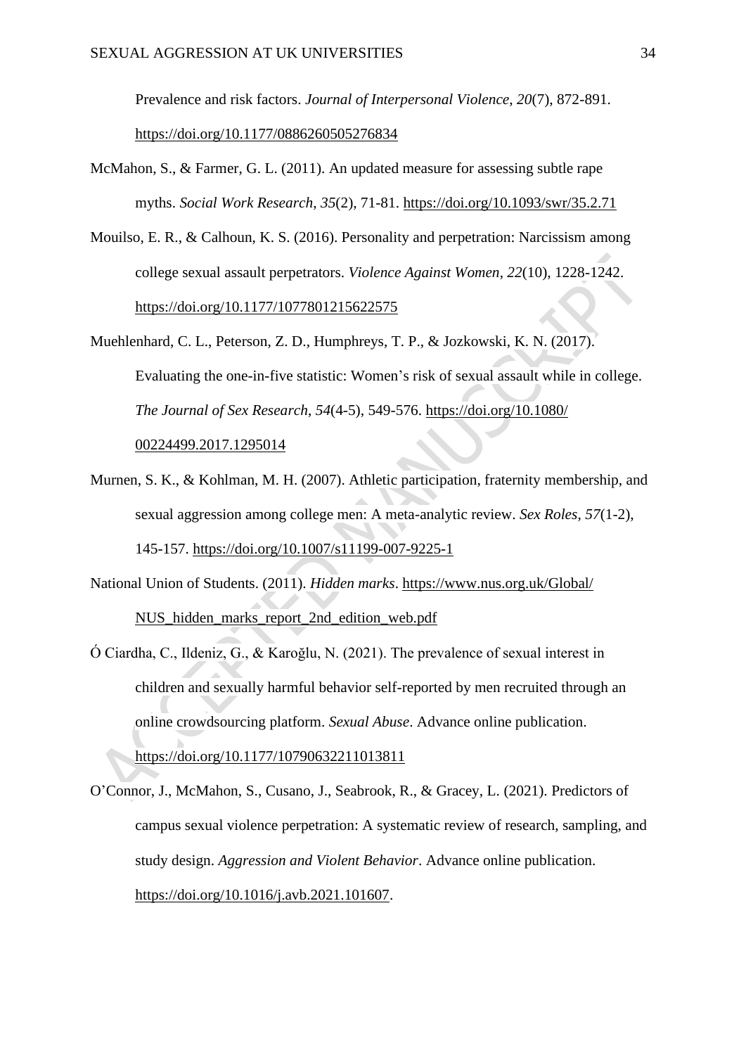Prevalence and risk factors. *Journal of Interpersonal Violence*, *20*(7), 872-891. https://doi.org/10.1177/0886260505276834

McMahon, S., & Farmer, G. L. (2011). An updated measure for assessing subtle rape myths. *Social Work Research*, *35*(2), 71-81. https://doi.org/10.1093/swr/35.2.71

Mouilso, E. R., & Calhoun, K. S. (2016). Personality and perpetration: Narcissism among college sexual assault perpetrators. *Violence Against Women*, *22*(10), 1228-1242. https://doi.org/10.1177/1077801215622575

Muehlenhard, C. L., Peterson, Z. D., Humphreys, T. P., & Jozkowski, K. N. (2017). Evaluating the one-in-five statistic: Women's risk of sexual assault while in college. *The Journal of Sex Research*, *54*(4-5), 549-576. https://doi.org/10.1080/00224499.2017.1295014

Murnen, S. K., & Kohlman, M. H. (2007). Athletic participation, fraternity membership, and sexual aggression among college men: A meta-analytic review. *Sex Roles*, *57*(1-2), 145-157. https://doi.org/10.1007/s11199-007-9225-1

National Union of Students. (2011). *Hidden marks*. https://www.nus.org.uk/Global/NUS_hidden_marks_report_2nd_edition_web.pdf

Ó Ciardha, C., Ildeniz, G., & Karoğlu, N. (2021). The prevalence of sexual interest in children and sexually harmful behavior self-reported by men recruited through an online crowdsourcing platform. *Sexual Abuse*. Advance online publication. https://doi.org/10.1177/10790632211013811

O'Connor, J., McMahon, S., Cusano, J., Seabrook, R., & Gracey, L. (2021). Predictors of campus sexual violence perpetration: A systematic review of research, sampling, and study design. *Aggression and Violent Behavior*. Advance online publication. https://doi.org/10.1016/j.avb.2021.101607.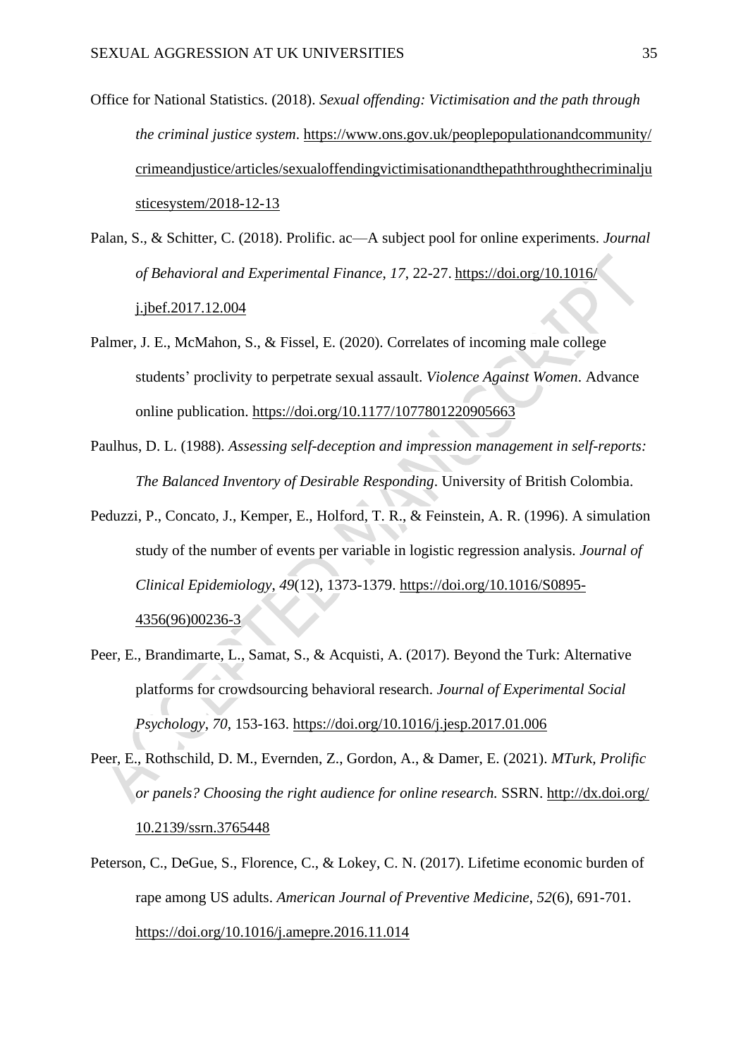Office for National Statistics. (2018). *Sexual offending: Victimisation and the path through the criminal justice system*. https://www.ons.gov.uk/peoplepopulationandcommunity/crimeandjustice/articles/sexualoffendingvictimisationandthepaththroughthecriminaljusticesystem/2018-12-13

Palan, S., & Schitter, C. (2018). Prolific. ac—A subject pool for online experiments. *Journal of Behavioral and Experimental Finance*, *17*, 22-27. https://doi.org/10.1016/j.jbef.2017.12.004

Palmer, J. E., McMahon, S., & Fissel, E. (2020). Correlates of incoming male college students' proclivity to perpetrate sexual assault. *Violence Against Women*. Advance online publication. https://doi.org/10.1177/1077801220905663

Paulhus, D. L. (1988). *Assessing self-deception and impression management in self-reports: The Balanced Inventory of Desirable Responding*. University of British Colombia.

Peduzzi, P., Concato, J., Kemper, E., Holford, T. R., & Feinstein, A. R. (1996). A simulation study of the number of events per variable in logistic regression analysis. *Journal of Clinical Epidemiology*, *49*(12), 1373-1379. https://doi.org/10.1016/S0895-4356(96)00236-3

Peer, E., Brandimarte, L., Samat, S., & Acquisti, A. (2017). Beyond the Turk: Alternative platforms for crowdsourcing behavioral research. *Journal of Experimental Social Psychology*, *70*, 153-163. https://doi.org/10.1016/j.jesp.2017.01.006

Peer, E., Rothschild, D. M., Evernden, Z., Gordon, A., & Damer, E. (2021). *MTurk, Prolific or panels? Choosing the right audience for online research.* SSRN. http://dx.doi.org/10.2139/ssrn.3765448

Peterson, C., DeGue, S., Florence, C., & Lokey, C. N. (2017). Lifetime economic burden of rape among US adults. *American Journal of Preventive Medicine*, *52*(6), 691-701. https://doi.org/10.1016/j.amepre.2016.11.014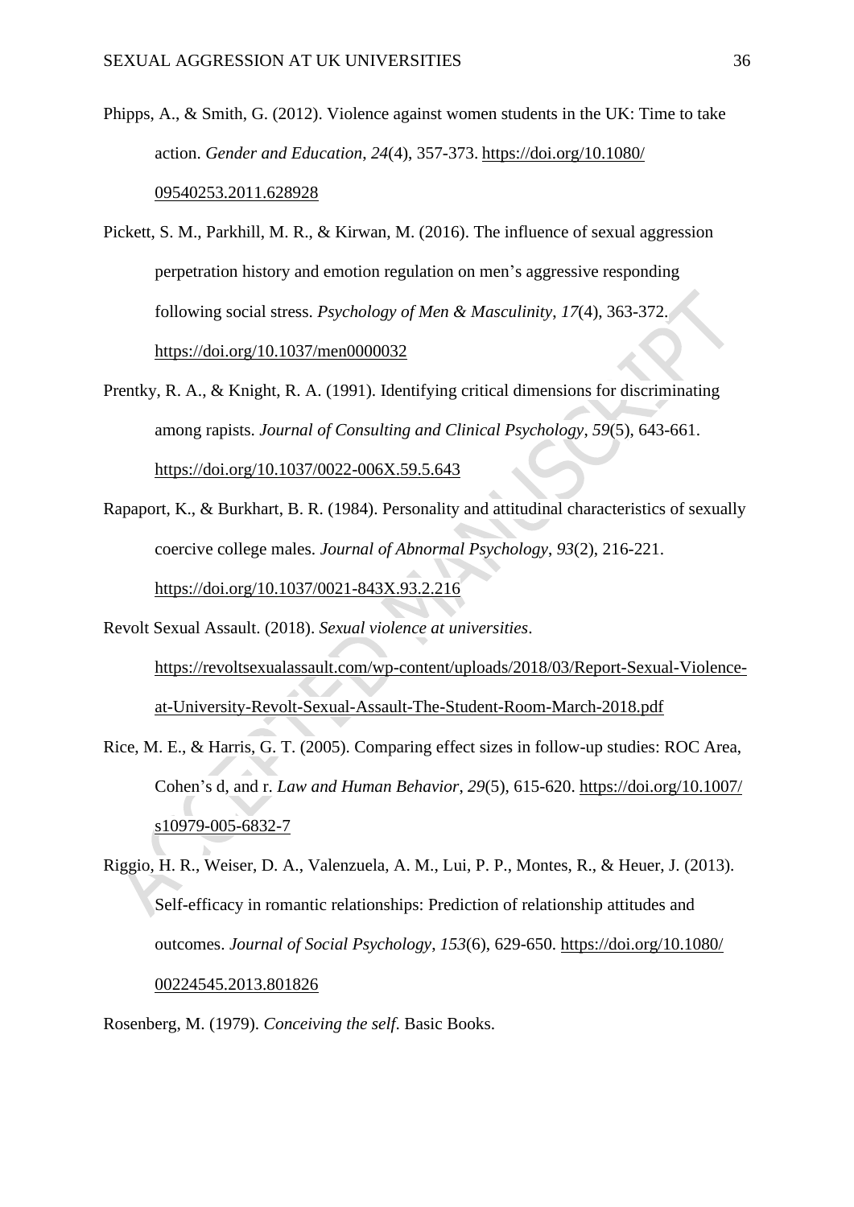Phipps, A., & Smith, G. (2012). Violence against women students in the UK: Time to take action. *Gender and Education*, *24*(4), 357-373. https://doi.org/10.1080/09540253.2011.628928

Pickett, S. M., Parkhill, M. R., & Kirwan, M. (2016). The influence of sexual aggression perpetration history and emotion regulation on men's aggressive responding following social stress. *Psychology of Men & Masculinity*, *17*(4), 363-372. https://doi.org/10.1037/men0000032

Prentky, R. A., & Knight, R. A. (1991). Identifying critical dimensions for discriminating among rapists. *Journal of Consulting and Clinical Psychology*, *59*(5), 643-661. https://doi.org/10.1037/0022-006X.59.5.643

Rapaport, K., & Burkhart, B. R. (1984). Personality and attitudinal characteristics of sexually coercive college males. *Journal of Abnormal Psychology*, *93*(2), 216-221. https://doi.org/10.1037/0021-843X.93.2.216

Revolt Sexual Assault. (2018). *Sexual violence at universities*. https://revoltsexualassault.com/wp-content/uploads/2018/03/Report-Sexual-Violence-at-University-Revolt-Sexual-Assault-The-Student-Room-March-2018.pdf

Rice, M. E., & Harris, G. T. (2005). Comparing effect sizes in follow-up studies: ROC Area, Cohen's d, and r. *Law and Human Behavior*, *29*(5), 615-620. https://doi.org/10.1007/s10979-005-6832-7

Riggio, H. R., Weiser, D. A., Valenzuela, A. M., Lui, P. P., Montes, R., & Heuer, J. (2013). Self-efficacy in romantic relationships: Prediction of relationship attitudes and outcomes. *Journal of Social Psychology*, *153*(6), 629-650. https://doi.org/10.1080/00224545.2013.801826

Rosenberg, M. (1979). *Conceiving the self*. Basic Books.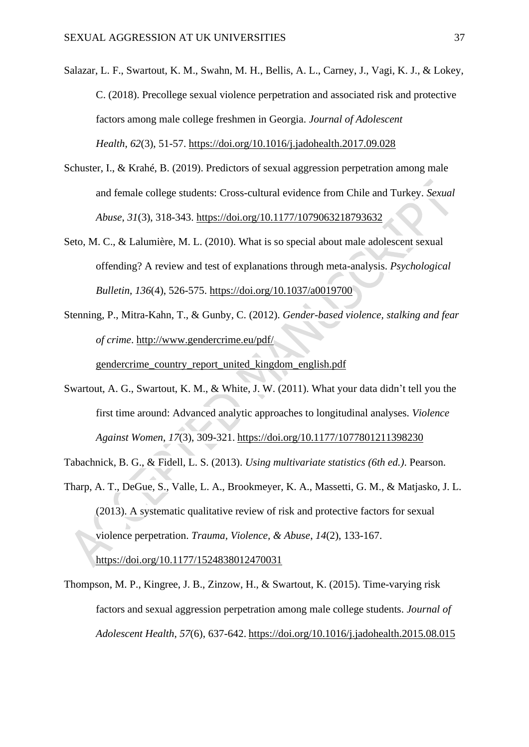Salazar, L. F., Swartout, K. M., Swahn, M. H., Bellis, A. L., Carney, J., Vagi, K. J., & Lokey, C. (2018). Precollege sexual violence perpetration and associated risk and protective factors among male college freshmen in Georgia. *Journal of Adolescent Health*, *62*(3), 51-57. https://doi.org/10.1016/j.jadohealth.2017.09.028

Schuster, I., & Krahé, B. (2019). Predictors of sexual aggression perpetration among male and female college students: Cross-cultural evidence from Chile and Turkey. *Sexual Abuse*, *31*(3), 318-343. https://doi.org/10.1177/1079063218793632

Seto, M. C., & Lalumière, M. L. (2010). What is so special about male adolescent sexual offending? A review and test of explanations through meta-analysis. *Psychological Bulletin*, *136*(4), 526-575. https://doi.org/10.1037/a0019700

Stenning, P., Mitra-Kahn, T., & Gunby, C. (2012). *Gender-based violence, stalking and fear of crime*. http://www.gendercrime.eu/pdf/gendercrime_country_report_united_kingdom_english.pdf

Swartout, A. G., Swartout, K. M., & White, J. W. (2011). What your data didn't tell you the first time around: Advanced analytic approaches to longitudinal analyses. *Violence Against Women*, *17*(3), 309-321. https://doi.org/10.1177/1077801211398230

Tabachnick, B. G., & Fidell, L. S. (2013). *Using multivariate statistics (6th ed.)*. Pearson.

Tharp, A. T., DeGue, S., Valle, L. A., Brookmeyer, K. A., Massetti, G. M., & Matjasko, J. L. (2013). A systematic qualitative review of risk and protective factors for sexual violence perpetration. *Trauma, Violence, & Abuse*, *14*(2), 133-167. https://doi.org/10.1177/1524838012470031

Thompson, M. P., Kingree, J. B., Zinzow, H., & Swartout, K. (2015). Time-varying risk factors and sexual aggression perpetration among male college students. *Journal of Adolescent Health*, *57*(6), 637-642. https://doi.org/10.1016/j.jadohealth.2015.08.015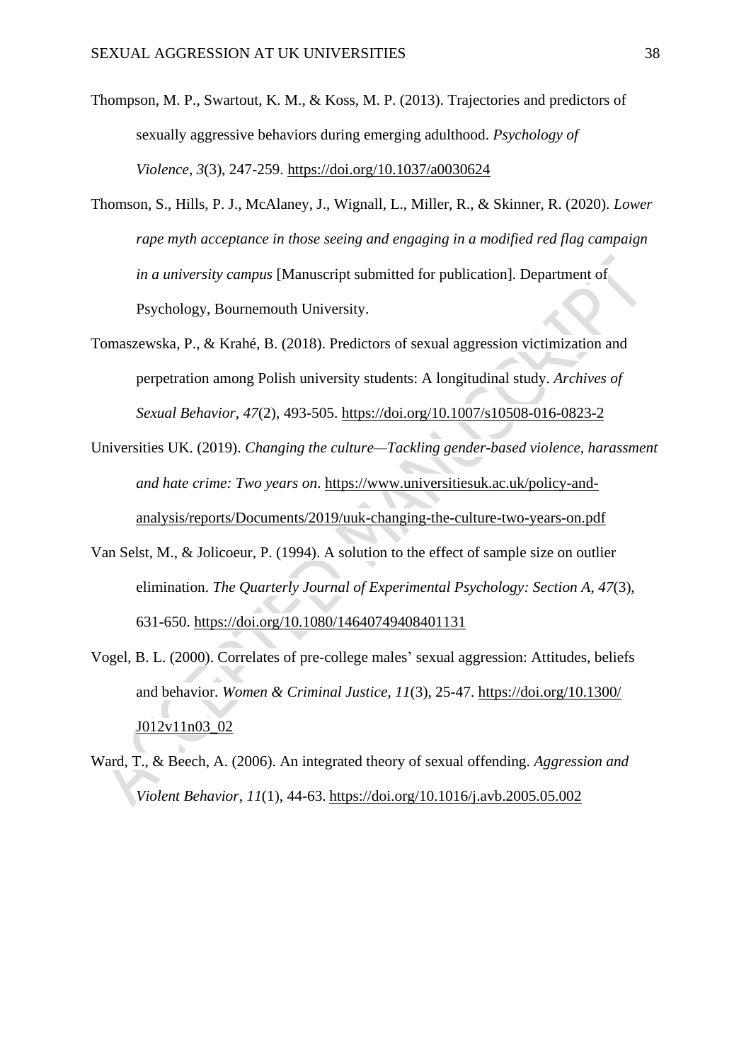Thompson, M. P., Swartout, K. M., & Koss, M. P. (2013). Trajectories and predictors of sexually aggressive behaviors during emerging adulthood. *Psychology of Violence*, *3*(3), 247-259. https://doi.org/10.1037/a0030624

Thomson, S., Hills, P. J., McAlaney, J., Wignall, L., Miller, R., & Skinner, R. (2020). *Lower rape myth acceptance in those seeing and engaging in a modified red flag campaign in a university campus* [Manuscript submitted for publication]. Department of Psychology, Bournemouth University.

Tomaszewska, P., & Krahé, B. (2018). Predictors of sexual aggression victimization and perpetration among Polish university students: A longitudinal study. *Archives of Sexual Behavior*, *47*(2), 493-505. https://doi.org/10.1007/s10508-016-0823-2

Universities UK. (2019). *Changing the culture—Tackling gender-based violence, harassment and hate crime: Two years on*. https://www.universitiesuk.ac.uk/policy-and-analysis/reports/Documents/2019/uuk-changing-the-culture-two-years-on.pdf

Van Selst, M., & Jolicoeur, P. (1994). A solution to the effect of sample size on outlier elimination. *The Quarterly Journal of Experimental Psychology: Section A*, *47*(3), 631-650. https://doi.org/10.1080/14640749408401131

Vogel, B. L. (2000). Correlates of pre-college males' sexual aggression: Attitudes, beliefs and behavior. *Women & Criminal Justice*, *11*(3), 25-47. https://doi.org/10.1300/J012v11n03_02

Ward, T., & Beech, A. (2006). An integrated theory of sexual offending. *Aggression and Violent Behavior*, *11*(1), 44-63. https://doi.org/10.1016/j.avb.2005.05.002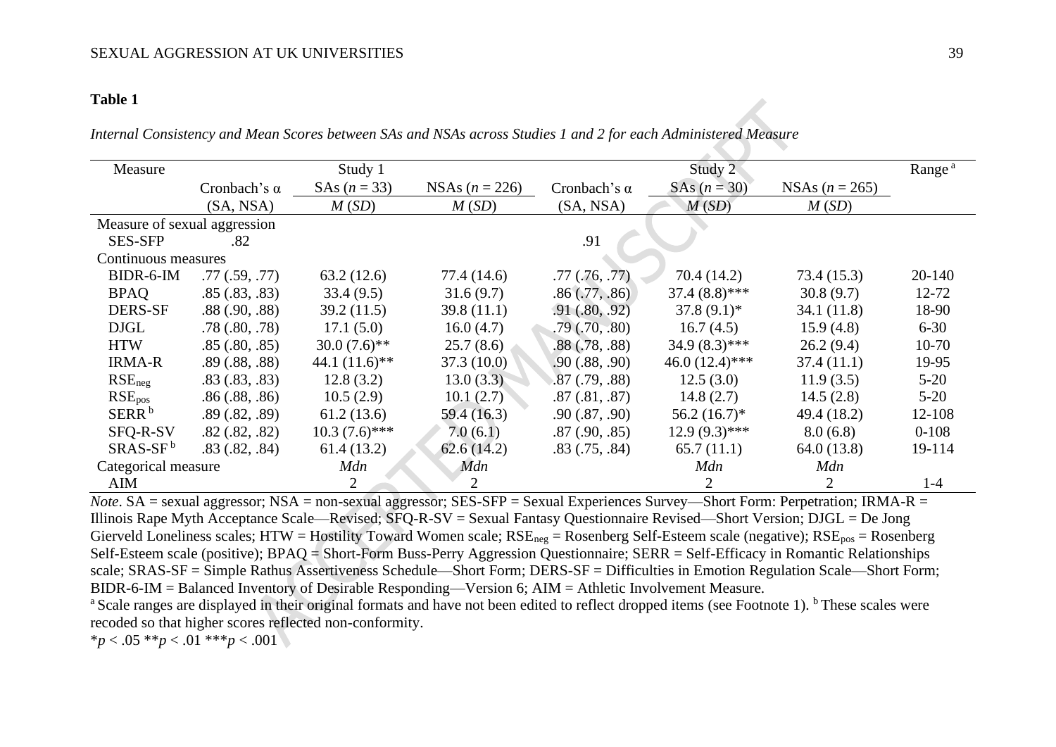**Table 1**

*Internal Consistency and Mean Scores between SAs and NSAs across Studies 1 and 2 for each Administered Measure*

| Measure | Study 1 | | | Study 2 | | | Range [a] |
|---|---|---|---|---|---|---|---|
| | Cronbach's α (SA, NSA) | SAs ($n$ = 33) *M* (*SD*) | NSAs ($n$ = 226) *M* (*SD*) | Cronbach's α (SA, NSA) | SAs ($n$ = 30) *M* (*SD*) | NSAs ($n$ = 265) *M* (*SD*) | |
| Measure of sexual aggression | | | | | | | |
| SES-SFP | .82 | | | .91 | | | |
| Continuous measures | | | | | | | |
| BIDR-6-IM | .77 (.59, .77) | 63.2 (12.6) | 77.4 (14.6) | .77 (.76, .77) | 70.4 (14.2) | 73.4 (15.3) | 20-140 |
| BPAQ | .85 (.83, .83) | 33.4 (9.5) | 31.6 (9.7) | .86 (.77, .86) | 37.4 (8.8)*** | 30.8 (9.7) | 12-72 |
| DERS-SF | .88 (.90, .88) | 39.2 (11.5) | 39.8 (11.1) | .91 (.80, .92) | 37.8 (9.1)* | 34.1 (11.8) | 18-90 |
| DJGL | .78 (.80, .78) | 17.1 (5.0) | 16.0 (4.7) | .79 (.70, .80) | 16.7 (4.5) | 15.9 (4.8) | 6-30 |
| HTW | .85 (.80, .85) | 30.0 (7.6)** | 25.7 (8.6) | .88 (.78, .88) | 34.9 (8.3)*** | 26.2 (9.4) | 10-70 |
| IRMA-R | .89 (.88, .88) | 44.1 (11.6)** | 37.3 (10.0) | .90 (.88, .90) | 46.0 (12.4)*** | 37.4 (11.1) | 19-95 |
| $RSE_{neg}$ | .83 (.83, .83) | 12.8 (3.2) | 13.0 (3.3) | .87 (.79, .88) | 12.5 (3.0) | 11.9 (3.5) | 5-20 |
| $RSE_{pos}$ | .86 (.88, .86) | 10.5 (2.9) | 10.1 (2.7) | .87 (.81, .87) | 14.8 (2.7) | 14.5 (2.8) | 5-20 |
| SERR [b] | .89 (.82, .89) | 61.2 (13.6) | 59.4 (16.3) | .90 (.87, .90) | 56.2 (16.7)* | 49.4 (18.2) | 12-108 |
| SFQ-R-SV | .82 (.82, .82) | 10.3 (7.6)*** | 7.0 (6.1) | .87 (.90, .85) | 12.9 (9.3)*** | 8.0 (6.8) | 0-108 |
| SRAS-SF [b] | .83 (.82, .84) | 61.4 (13.2) | 62.6 (14.2) | .83 (.75, .84) | 65.7 (11.1) | 64.0 (13.8) | 19-114 |
| Categorical measure | | *Mdn* | *Mdn* | | *Mdn* | *Mdn* | |
| AIM | | 2 | 2 | | 2 | 2 | 1-4 |

*Note*. SA = sexual aggressor; NSA = non-sexual aggressor; SES-SFP = Sexual Experiences Survey—Short Form: Perpetration; IRMA-R = Illinois Rape Myth Acceptance Scale—Revised; SFQ-R-SV = Sexual Fantasy Questionnaire Revised—Short Version; DJGL = De Jong Gierveld Loneliness scales; HTW = Hostility Toward Women scale; $RSE_{neg}$ = Rosenberg Self-Esteem scale (negative); $RSE_{pos}$ = Rosenberg Self-Esteem scale (positive); BPAQ = Short-Form Buss-Perry Aggression Questionnaire; SERR = Self-Efficacy in Romantic Relationships scale; SRAS-SF = Simple Rathus Assertiveness Schedule—Short Form; DERS-SF = Difficulties in Emotion Regulation Scale—Short Form; BIDR-6-IM = Balanced Inventory of Desirable Responding—Version 6; AIM = Athletic Involvement Measure.

[a] Scale ranges are displayed in their original formats and have not been edited to reflect dropped items (see Footnote 1). [b] These scales were recoded so that higher scores reflected non-conformity.

*$p < .05$ **$p < .01$ ***$p < .001$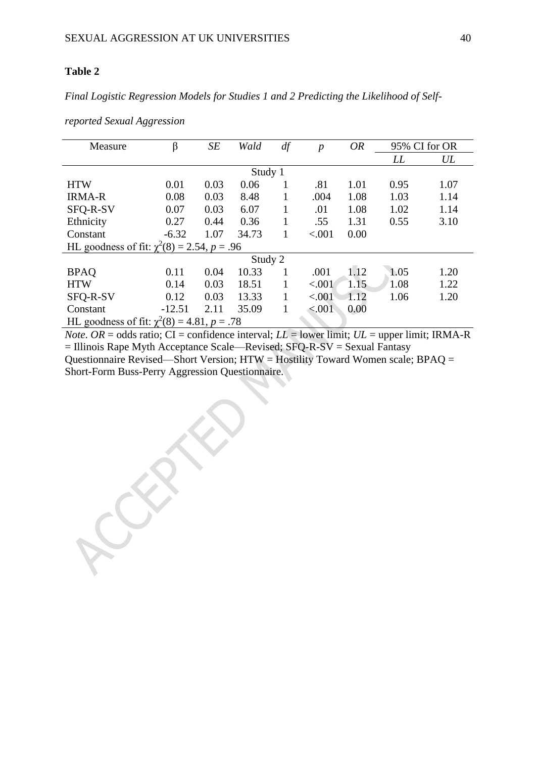**Table 2**

*Final Logistic Regression Models for Studies 1 and 2 Predicting the Likelihood of Self-reported Sexual Aggression*

| Measure | β | *SE* | *Wald* | *df* | *p* | *OR* | 95% CI for OR | |
|---|---|---|---|---|---|---|---|---|
| | | | | | | | *LL* | *UL* |
| Study 1 | | | | | | | | |
| HTW | 0.01 | 0.03 | 0.06 | 1 | .81 | 1.01 | 0.95 | 1.07 |
| IRMA-R | 0.08 | 0.03 | 8.48 | 1 | .004 | 1.08 | 1.03 | 1.14 |
| SFQ-R-SV | 0.07 | 0.03 | 6.07 | 1 | .01 | 1.08 | 1.02 | 1.14 |
| Ethnicity | 0.27 | 0.44 | 0.36 | 1 | .55 | 1.31 | 0.55 | 3.10 |
| Constant | -6.32 | 1.07 | 34.73 | 1 | <.001 | 0.00 | | |
| HL goodness of fit: $\chi^2(8) = 2.54$, $p = .96$ | | | | | | | | |
| Study 2 | | | | | | | | |
| BPAQ | 0.11 | 0.04 | 10.33 | 1 | .001 | 1.12 | 1.05 | 1.20 |
| HTW | 0.14 | 0.03 | 18.51 | 1 | <.001 | 1.15 | 1.08 | 1.22 |
| SFQ-R-SV | 0.12 | 0.03 | 13.33 | 1 | <.001 | 1.12 | 1.06 | 1.20 |
| Constant | -12.51 | 2.11 | 35.09 | 1 | <.001 | 0.00 | | |
| HL goodness of fit: $\chi^2(8) = 4.81$, $p = .78$ | | | | | | | | |

*Note. OR* = odds ratio; CI = confidence interval; *LL* = lower limit; *UL* = upper limit; IRMA-R = Illinois Rape Myth Acceptance Scale—Revised; SFQ-R-SV = Sexual Fantasy Questionnaire Revised—Short Version; HTW = Hostility Toward Women scale; BPAQ = Short-Form Buss-Perry Aggression Questionnaire.